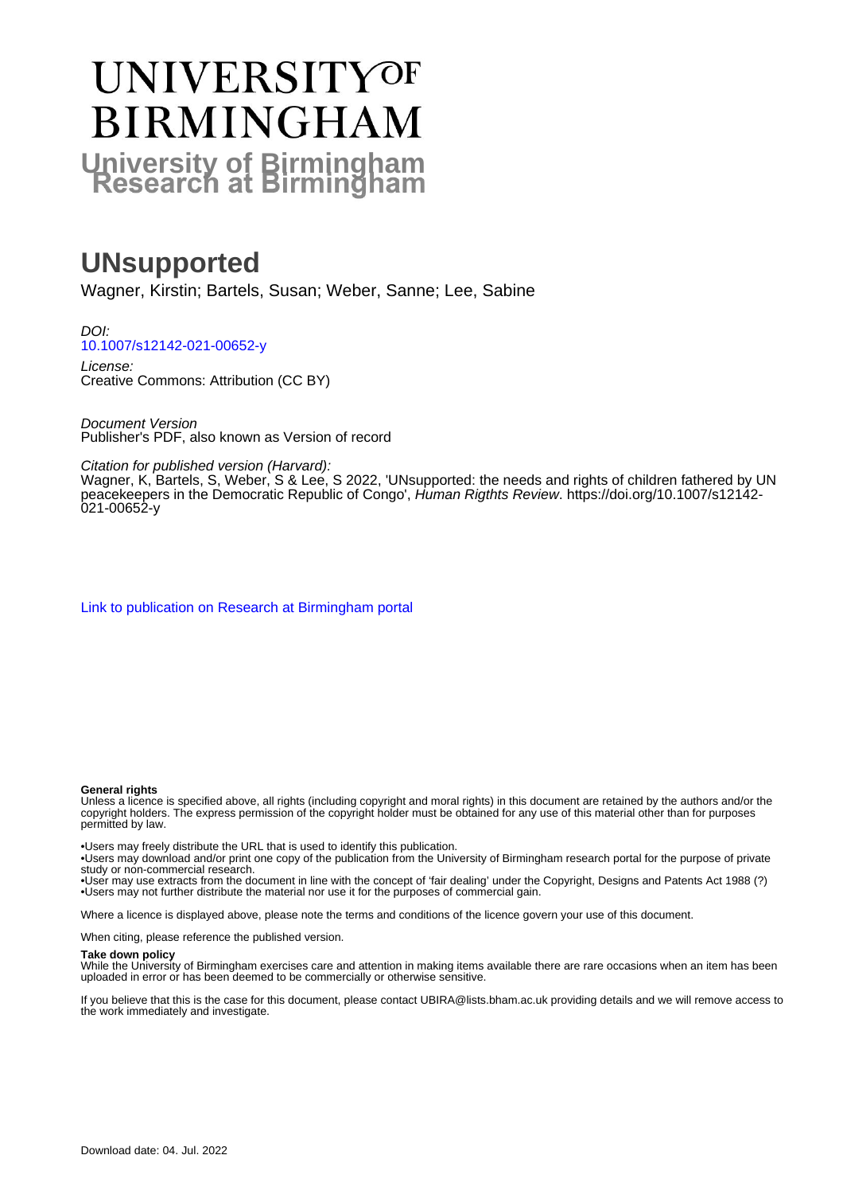# UNIVERSITY OF BIRMINGHAM

## University of Birmingham Research at Birmingham

# UNsupported

Wagner, Kirstin; Bartels, Susan; Weber, Sanne; Lee, Sabine

*DOI:*
10.1007/s12142-021-00652-y

*License:*
Creative Commons: Attribution (CC BY)

*Document Version*
Publisher's PDF, also known as Version of record

*Citation for published version (Harvard):*
Wagner, K, Bartels, S, Weber, S & Lee, S 2022, 'UNsupported: the needs and rights of children fathered by UN peacekeepers in the Democratic Republic of Congo', *Human Rigthts Review*. https://doi.org/10.1007/s12142-021-00652-y

Link to publication on Research at Birmingham portal

**General rights**
Unless a licence is specified above, all rights (including copyright and moral rights) in this document are retained by the authors and/or the copyright holders. The express permission of the copyright holder must be obtained for any use of this material other than for purposes permitted by law.

•Users may freely distribute the URL that is used to identify this publication.
•Users may download and/or print one copy of the publication from the University of Birmingham research portal for the purpose of private study or non-commercial research.
•User may use extracts from the document in line with the concept of 'fair dealing' under the Copyright, Designs and Patents Act 1988 (?)
•Users may not further distribute the material nor use it for the purposes of commercial gain.

Where a licence is displayed above, please note the terms and conditions of the licence govern your use of this document.

When citing, please reference the published version.

**Take down policy**
While the University of Birmingham exercises care and attention in making items available there are rare occasions when an item has been uploaded in error or has been deemed to be commercially or otherwise sensitive.

If you believe that this is the case for this document, please contact UBIRA@lists.bham.ac.uk providing details and we will remove access to the work immediately and investigate.

Download date: 04. Jul. 2022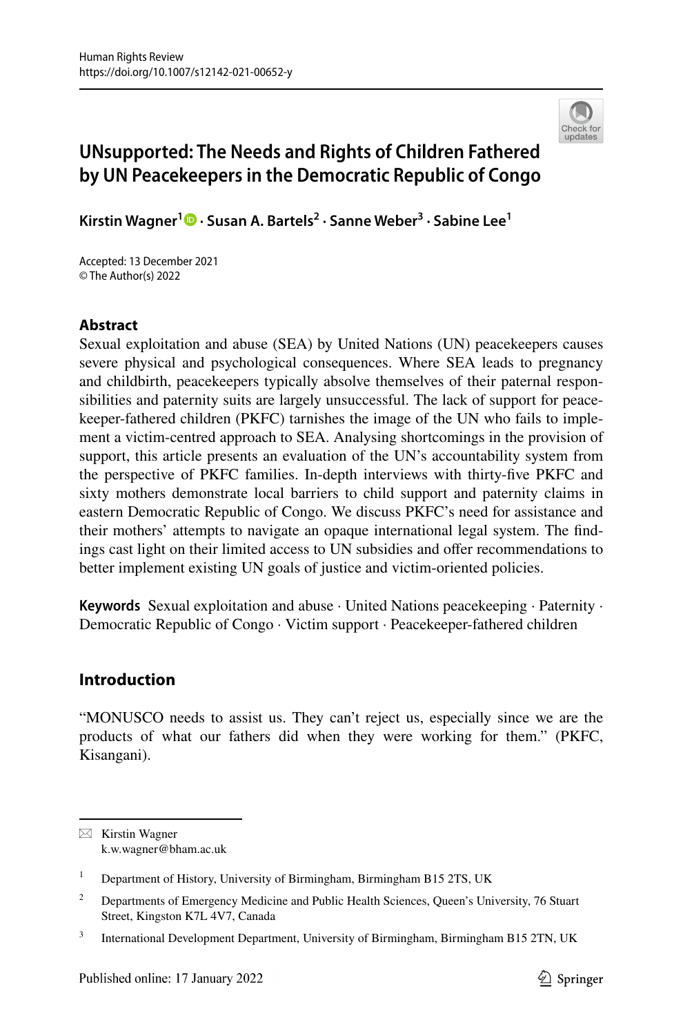# UNsupported: The Needs and Rights of Children Fathered by UN Peacekeepers in the Democratic Republic of Congo

**Kirstin Wagner**[1] · **Susan A. Bartels**[2] · **Sanne Weber**[3] · **Sabine Lee**[1]

Accepted: 13 December 2021
© The Author(s) 2022

## Abstract

Sexual exploitation and abuse (SEA) by United Nations (UN) peacekeepers causes severe physical and psychological consequences. Where SEA leads to pregnancy and childbirth, peacekeepers typically absolve themselves of their paternal responsibilities and paternity suits are largely unsuccessful. The lack of support for peacekeeper-fathered children (PKFC) tarnishes the image of the UN who fails to implement a victim-centred approach to SEA. Analysing shortcomings in the provision of support, this article presents an evaluation of the UN's accountability system from the perspective of PKFC families. In-depth interviews with thirty-five PKFC and sixty mothers demonstrate local barriers to child support and paternity claims in eastern Democratic Republic of Congo. We discuss PKFC's need for assistance and their mothers' attempts to navigate an opaque international legal system. The findings cast light on their limited access to UN subsidies and offer recommendations to better implement existing UN goals of justice and victim-oriented policies.

**Keywords** Sexual exploitation and abuse · United Nations peacekeeping · Paternity · Democratic Republic of Congo · Victim support · Peacekeeper-fathered children

## Introduction

"MONUSCO needs to assist us. They can't reject us, especially since we are the products of what our fathers did when they were working for them." (PKFC, Kisangani).

---

✉ Kirstin Wagner
k.w.wagner@bham.ac.uk

[1] Department of History, University of Birmingham, Birmingham B15 2TS, UK

[2] Departments of Emergency Medicine and Public Health Sciences, Queen's University, 76 Stuart Street, Kingston K7L 4V7, Canada

[3] International Development Department, University of Birmingham, Birmingham B15 2TN, UK

Published online: 17 January 2022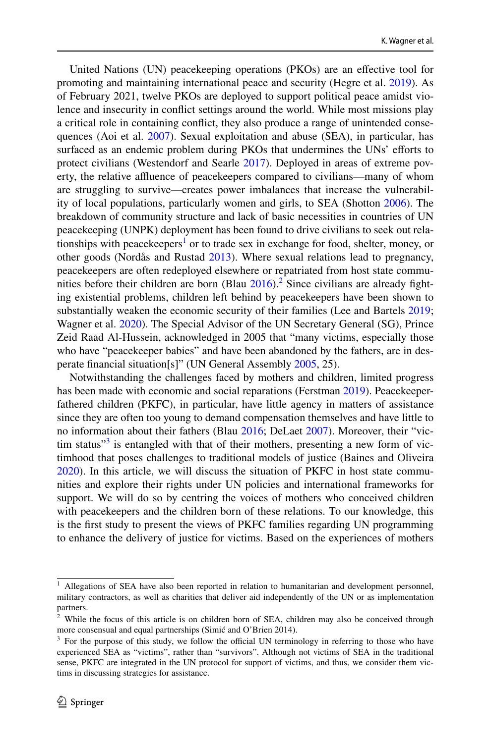United Nations (UN) peacekeeping operations (PKOs) are an effective tool for promoting and maintaining international peace and security (Hegre et al. 2019). As of February 2021, twelve PKOs are deployed to support political peace amidst violence and insecurity in conflict settings around the world. While most missions play a critical role in containing conflict, they also produce a range of unintended consequences (Aoi et al. 2007). Sexual exploitation and abuse (SEA), in particular, has surfaced as an endemic problem during PKOs that undermines the UNs' efforts to protect civilians (Westendorf and Searle 2017). Deployed in areas of extreme poverty, the relative affluence of peacekeepers compared to civilians—many of whom are struggling to survive—creates power imbalances that increase the vulnerability of local populations, particularly women and girls, to SEA (Shotton 2006). The breakdown of community structure and lack of basic necessities in countries of UN peacekeeping (UNPK) deployment has been found to drive civilians to seek out relationships with peacekeepers[1] or to trade sex in exchange for food, shelter, money, or other goods (Nordås and Rustad 2013). Where sexual relations lead to pregnancy, peacekeepers are often redeployed elsewhere or repatriated from host state communities before their children are born (Blau 2016).[2] Since civilians are already fighting existential problems, children left behind by peacekeepers have been shown to substantially weaken the economic security of their families (Lee and Bartels 2019; Wagner et al. 2020). The Special Advisor of the UN Secretary General (SG), Prince Zeid Raad Al-Hussein, acknowledged in 2005 that "many victims, especially those who have "peacekeeper babies" and have been abandoned by the fathers, are in desperate financial situation[s]" (UN General Assembly 2005, 25).

Notwithstanding the challenges faced by mothers and children, limited progress has been made with economic and social reparations (Ferstman 2019). Peacekeeper-fathered children (PKFC), in particular, have little agency in matters of assistance since they are often too young to demand compensation themselves and have little to no information about their fathers (Blau 2016; DeLaet 2007). Moreover, their "victim status"[3] is entangled with that of their mothers, presenting a new form of victimhood that poses challenges to traditional models of justice (Baines and Oliveira 2020). In this article, we will discuss the situation of PKFC in host state communities and explore their rights under UN policies and international frameworks for support. We will do so by centring the voices of mothers who conceived children with peacekeepers and the children born of these relations. To our knowledge, this is the first study to present the views of PKFC families regarding UN programming to enhance the delivery of justice for victims. Based on the experiences of mothers

---

[1] Allegations of SEA have also been reported in relation to humanitarian and development personnel, military contractors, as well as charities that deliver aid independently of the UN or as implementation partners.

[2] While the focus of this article is on children born of SEA, children may also be conceived through more consensual and equal partnerships (Simić and O'Brien 2014).

[3] For the purpose of this study, we follow the official UN terminology in referring to those who have experienced SEA as "victims", rather than "survivors". Although not victims of SEA in the traditional sense, PKFC are integrated in the UN protocol for support of victims, and thus, we consider them victims in discussing strategies for assistance.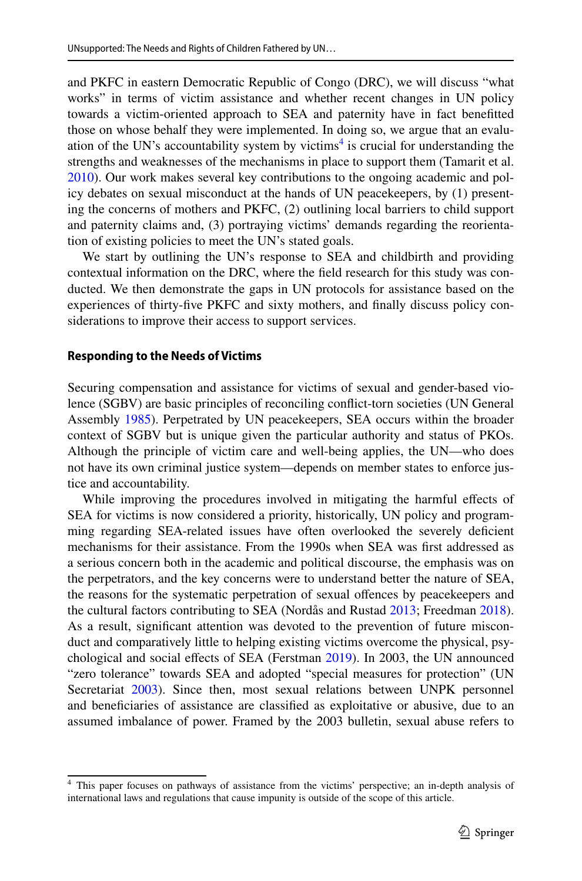and PKFC in eastern Democratic Republic of Congo (DRC), we will discuss "what works" in terms of victim assistance and whether recent changes in UN policy towards a victim-oriented approach to SEA and paternity have in fact benefitted those on whose behalf they were implemented. In doing so, we argue that an evaluation of the UN's accountability system by victims[4] is crucial for understanding the strengths and weaknesses of the mechanisms in place to support them (Tamarit et al. 2010). Our work makes several key contributions to the ongoing academic and policy debates on sexual misconduct at the hands of UN peacekeepers, by (1) presenting the concerns of mothers and PKFC, (2) outlining local barriers to child support and paternity claims and, (3) portraying victims' demands regarding the reorientation of existing policies to meet the UN's stated goals.

We start by outlining the UN's response to SEA and childbirth and providing contextual information on the DRC, where the field research for this study was conducted. We then demonstrate the gaps in UN protocols for assistance based on the experiences of thirty-five PKFC and sixty mothers, and finally discuss policy considerations to improve their access to support services.

## Responding to the Needs of Victims

Securing compensation and assistance for victims of sexual and gender-based violence (SGBV) are basic principles of reconciling conflict-torn societies (UN General Assembly 1985). Perpetrated by UN peacekeepers, SEA occurs within the broader context of SGBV but is unique given the particular authority and status of PKOs. Although the principle of victim care and well-being applies, the UN—who does not have its own criminal justice system—depends on member states to enforce justice and accountability.

While improving the procedures involved in mitigating the harmful effects of SEA for victims is now considered a priority, historically, UN policy and programming regarding SEA-related issues have often overlooked the severely deficient mechanisms for their assistance. From the 1990s when SEA was first addressed as a serious concern both in the academic and political discourse, the emphasis was on the perpetrators, and the key concerns were to understand better the nature of SEA, the reasons for the systematic perpetration of sexual offences by peacekeepers and the cultural factors contributing to SEA (Nordås and Rustad 2013; Freedman 2018). As a result, significant attention was devoted to the prevention of future misconduct and comparatively little to helping existing victims overcome the physical, psychological and social effects of SEA (Ferstman 2019). In 2003, the UN announced "zero tolerance" towards SEA and adopted "special measures for protection" (UN Secretariat 2003). Since then, most sexual relations between UNPK personnel and beneficiaries of assistance are classified as exploitative or abusive, due to an assumed imbalance of power. Framed by the 2003 bulletin, sexual abuse refers to

[4] This paper focuses on pathways of assistance from the victims' perspective; an in-depth analysis of international laws and regulations that cause impunity is outside of the scope of this article.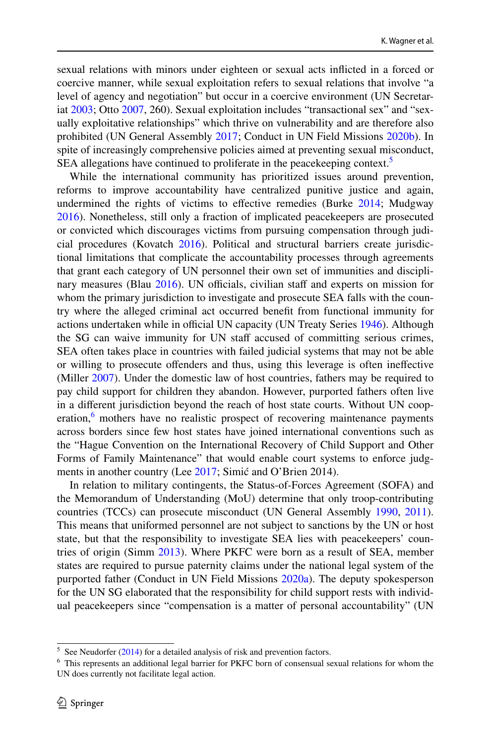sexual relations with minors under eighteen or sexual acts inflicted in a forced or coercive manner, while sexual exploitation refers to sexual relations that involve "a level of agency and negotiation" but occur in a coercive environment (UN Secretariat 2003; Otto 2007, 260). Sexual exploitation includes "transactional sex" and "sexually exploitative relationships" which thrive on vulnerability and are therefore also prohibited (UN General Assembly 2017; Conduct in UN Field Missions 2020b). In spite of increasingly comprehensive policies aimed at preventing sexual misconduct, SEA allegations have continued to proliferate in the peacekeeping context.[5]

While the international community has prioritized issues around prevention, reforms to improve accountability have centralized punitive justice and again, undermined the rights of victims to effective remedies (Burke 2014; Mudgway 2016). Nonetheless, still only a fraction of implicated peacekeepers are prosecuted or convicted which discourages victims from pursuing compensation through judicial procedures (Kovatch 2016). Political and structural barriers create jurisdictional limitations that complicate the accountability processes through agreements that grant each category of UN personnel their own set of immunities and disciplinary measures (Blau 2016). UN officials, civilian staff and experts on mission for whom the primary jurisdiction to investigate and prosecute SEA falls with the country where the alleged criminal act occurred benefit from functional immunity for actions undertaken while in official UN capacity (UN Treaty Series 1946). Although the SG can waive immunity for UN staff accused of committing serious crimes, SEA often takes place in countries with failed judicial systems that may not be able or willing to prosecute offenders and thus, using this leverage is often ineffective (Miller 2007). Under the domestic law of host countries, fathers may be required to pay child support for children they abandon. However, purported fathers often live in a different jurisdiction beyond the reach of host state courts. Without UN cooperation,[6] mothers have no realistic prospect of recovering maintenance payments across borders since few host states have joined international conventions such as the "Hague Convention on the International Recovery of Child Support and Other Forms of Family Maintenance" that would enable court systems to enforce judgments in another country (Lee 2017; Simić and O'Brien 2014).

In relation to military contingents, the Status-of-Forces Agreement (SOFA) and the Memorandum of Understanding (MoU) determine that only troop-contributing countries (TCCs) can prosecute misconduct (UN General Assembly 1990, 2011). This means that uniformed personnel are not subject to sanctions by the UN or host state, but that the responsibility to investigate SEA lies with peacekeepers' countries of origin (Simm 2013). Where PKFC were born as a result of SEA, member states are required to pursue paternity claims under the national legal system of the purported father (Conduct in UN Field Missions 2020a). The deputy spokesperson for the UN SG elaborated that the responsibility for child support rests with individual peacekeepers since "compensation is a matter of personal accountability" (UN

---

[5] See Neudorfer (2014) for a detailed analysis of risk and prevention factors.

[6] This represents an additional legal barrier for PKFC born of consensual sexual relations for whom the UN does currently not facilitate legal action.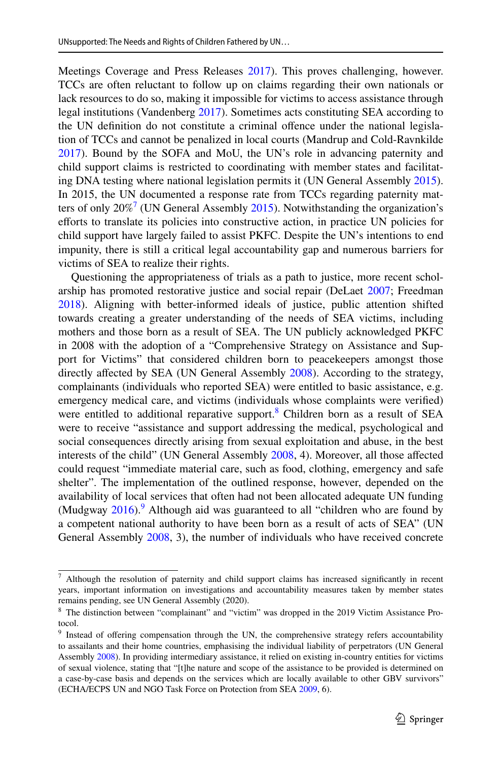Meetings Coverage and Press Releases 2017). This proves challenging, however. TCCs are often reluctant to follow up on claims regarding their own nationals or lack resources to do so, making it impossible for victims to access assistance through legal institutions (Vandenberg 2017). Sometimes acts constituting SEA according to the UN definition do not constitute a criminal offence under the national legislation of TCCs and cannot be penalized in local courts (Mandrup and Cold-Ravnkilde 2017). Bound by the SOFA and MoU, the UN's role in advancing paternity and child support claims is restricted to coordinating with member states and facilitating DNA testing where national legislation permits it (UN General Assembly 2015). In 2015, the UN documented a response rate from TCCs regarding paternity matters of only 20%[7] (UN General Assembly 2015). Notwithstanding the organization's efforts to translate its policies into constructive action, in practice UN policies for child support have largely failed to assist PKFC. Despite the UN's intentions to end impunity, there is still a critical legal accountability gap and numerous barriers for victims of SEA to realize their rights.

Questioning the appropriateness of trials as a path to justice, more recent scholarship has promoted restorative justice and social repair (DeLaet 2007; Freedman 2018). Aligning with better-informed ideals of justice, public attention shifted towards creating a greater understanding of the needs of SEA victims, including mothers and those born as a result of SEA. The UN publicly acknowledged PKFC in 2008 with the adoption of a "Comprehensive Strategy on Assistance and Support for Victims" that considered children born to peacekeepers amongst those directly affected by SEA (UN General Assembly 2008). According to the strategy, complainants (individuals who reported SEA) were entitled to basic assistance, e.g. emergency medical care, and victims (individuals whose complaints were verified) were entitled to additional reparative support.[8] Children born as a result of SEA were to receive "assistance and support addressing the medical, psychological and social consequences directly arising from sexual exploitation and abuse, in the best interests of the child" (UN General Assembly 2008, 4). Moreover, all those affected could request "immediate material care, such as food, clothing, emergency and safe shelter". The implementation of the outlined response, however, depended on the availability of local services that often had not been allocated adequate UN funding (Mudgway 2016).[9] Although aid was guaranteed to all "children who are found by a competent national authority to have been born as a result of acts of SEA" (UN General Assembly 2008, 3), the number of individuals who have received concrete

---

[7] Although the resolution of paternity and child support claims has increased significantly in recent years, important information on investigations and accountability measures taken by member states remains pending, see UN General Assembly (2020).

[8] The distinction between "complainant" and "victim" was dropped in the 2019 Victim Assistance Protocol.

[9] Instead of offering compensation through the UN, the comprehensive strategy refers accountability to assailants and their home countries, emphasising the individual liability of perpetrators (UN General Assembly 2008). In providing intermediary assistance, it relied on existing in-country entities for victims of sexual violence, stating that "[t]he nature and scope of the assistance to be provided is determined on a case-by-case basis and depends on the services which are locally available to other GBV survivors" (ECHA/ECPS UN and NGO Task Force on Protection from SEA 2009, 6).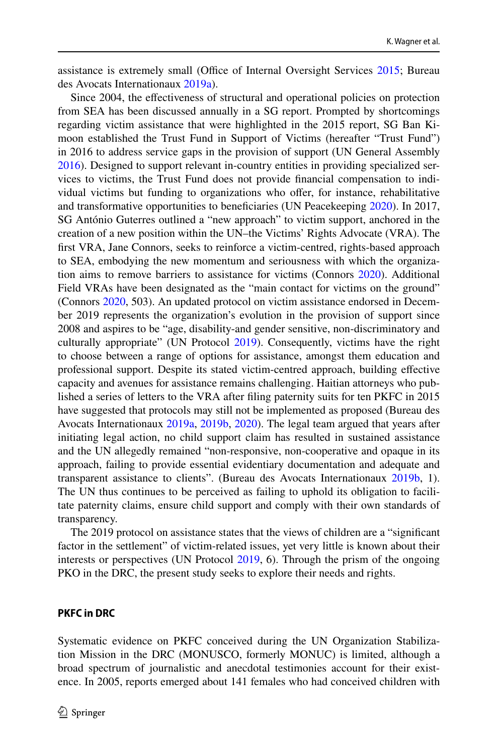assistance is extremely small (Office of Internal Oversight Services 2015; Bureau des Avocats Internationaux 2019a).

Since 2004, the effectiveness of structural and operational policies on protection from SEA has been discussed annually in a SG report. Prompted by shortcomings regarding victim assistance that were highlighted in the 2015 report, SG Ban Ki-moon established the Trust Fund in Support of Victims (hereafter "Trust Fund") in 2016 to address service gaps in the provision of support (UN General Assembly 2016). Designed to support relevant in-country entities in providing specialized services to victims, the Trust Fund does not provide financial compensation to individual victims but funding to organizations who offer, for instance, rehabilitative and transformative opportunities to beneficiaries (UN Peacekeeping 2020). In 2017, SG António Guterres outlined a "new approach" to victim support, anchored in the creation of a new position within the UN–the Victims' Rights Advocate (VRA). The first VRA, Jane Connors, seeks to reinforce a victim-centred, rights-based approach to SEA, embodying the new momentum and seriousness with which the organization aims to remove barriers to assistance for victims (Connors 2020). Additional Field VRAs have been designated as the "main contact for victims on the ground" (Connors 2020, 503). An updated protocol on victim assistance endorsed in December 2019 represents the organization's evolution in the provision of support since 2008 and aspires to be "age, disability-and gender sensitive, non-discriminatory and culturally appropriate" (UN Protocol 2019). Consequently, victims have the right to choose between a range of options for assistance, amongst them education and professional support. Despite its stated victim-centred approach, building effective capacity and avenues for assistance remains challenging. Haitian attorneys who published a series of letters to the VRA after filing paternity suits for ten PKFC in 2015 have suggested that protocols may still not be implemented as proposed (Bureau des Avocats Internationaux 2019a, 2019b, 2020). The legal team argued that years after initiating legal action, no child support claim has resulted in sustained assistance and the UN allegedly remained "non-responsive, non-cooperative and opaque in its approach, failing to provide essential evidentiary documentation and adequate and transparent assistance to clients". (Bureau des Avocats Internationaux 2019b, 1). The UN thus continues to be perceived as failing to uphold its obligation to facilitate paternity claims, ensure child support and comply with their own standards of transparency.

The 2019 protocol on assistance states that the views of children are a "significant factor in the settlement" of victim-related issues, yet very little is known about their interests or perspectives (UN Protocol 2019, 6). Through the prism of the ongoing PKO in the DRC, the present study seeks to explore their needs and rights.

## PKFC in DRC

Systematic evidence on PKFC conceived during the UN Organization Stabilization Mission in the DRC (MONUSCO, formerly MONUC) is limited, although a broad spectrum of journalistic and anecdotal testimonies account for their existence. In 2005, reports emerged about 141 females who had conceived children with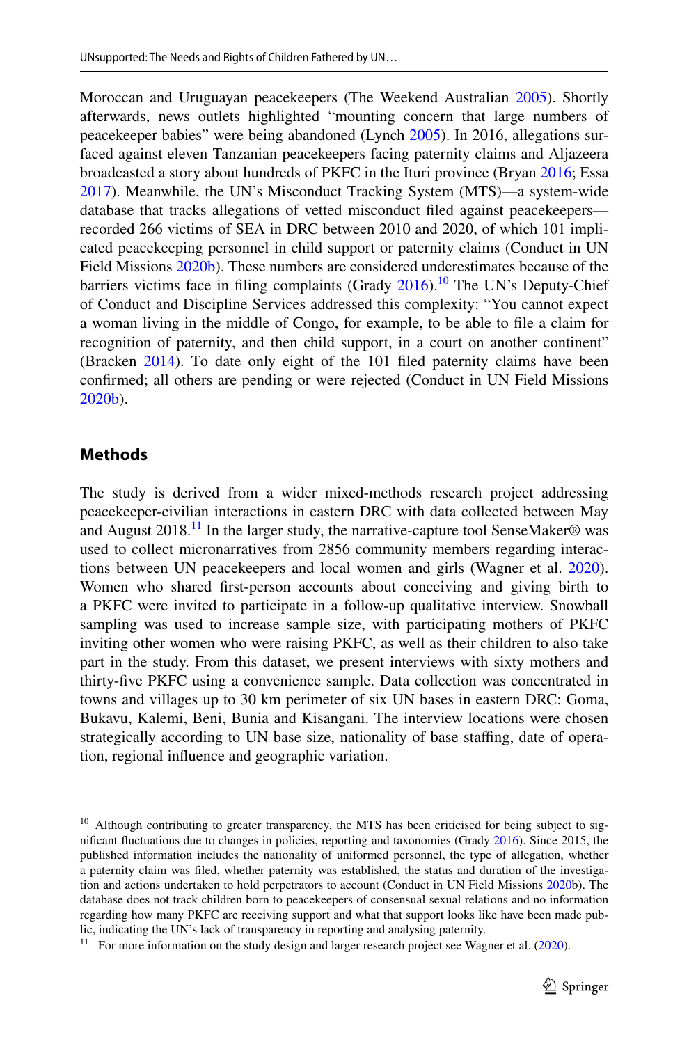Moroccan and Uruguayan peacekeepers (The Weekend Australian 2005). Shortly afterwards, news outlets highlighted "mounting concern that large numbers of peacekeeper babies" were being abandoned (Lynch 2005). In 2016, allegations surfaced against eleven Tanzanian peacekeepers facing paternity claims and Aljazeera broadcasted a story about hundreds of PKFC in the Ituri province (Bryan 2016; Essa 2017). Meanwhile, the UN's Misconduct Tracking System (MTS)—a system-wide database that tracks allegations of vetted misconduct filed against peacekeepers—recorded 266 victims of SEA in DRC between 2010 and 2020, of which 101 implicated peacekeeping personnel in child support or paternity claims (Conduct in UN Field Missions 2020b). These numbers are considered underestimates because of the barriers victims face in filing complaints (Grady 2016).[10] The UN's Deputy-Chief of Conduct and Discipline Services addressed this complexity: "You cannot expect a woman living in the middle of Congo, for example, to be able to file a claim for recognition of paternity, and then child support, in a court on another continent" (Bracken 2014). To date only eight of the 101 filed paternity claims have been confirmed; all others are pending or were rejected (Conduct in UN Field Missions 2020b).

## Methods

The study is derived from a wider mixed-methods research project addressing peacekeeper-civilian interactions in eastern DRC with data collected between May and August 2018.[11] In the larger study, the narrative-capture tool SenseMaker® was used to collect micronarratives from 2856 community members regarding interactions between UN peacekeepers and local women and girls (Wagner et al. 2020). Women who shared first-person accounts about conceiving and giving birth to a PKFC were invited to participate in a follow-up qualitative interview. Snowball sampling was used to increase sample size, with participating mothers of PKFC inviting other women who were raising PKFC, as well as their children to also take part in the study. From this dataset, we present interviews with sixty mothers and thirty-five PKFC using a convenience sample. Data collection was concentrated in towns and villages up to 30 km perimeter of six UN bases in eastern DRC: Goma, Bukavu, Kalemi, Beni, Bunia and Kisangani. The interview locations were chosen strategically according to UN base size, nationality of base staffing, date of operation, regional influence and geographic variation.

---

[10] Although contributing to greater transparency, the MTS has been criticised for being subject to significant fluctuations due to changes in policies, reporting and taxonomies (Grady 2016). Since 2015, the published information includes the nationality of uniformed personnel, the type of allegation, whether a paternity claim was filed, whether paternity was established, the status and duration of the investigation and actions undertaken to hold perpetrators to account (Conduct in UN Field Missions 2020b). The database does not track children born to peacekeepers of consensual sexual relations and no information regarding how many PKFC are receiving support and what that support looks like have been made public, indicating the UN's lack of transparency in reporting and analysing paternity.

[11] For more information on the study design and larger research project see Wagner et al. (2020).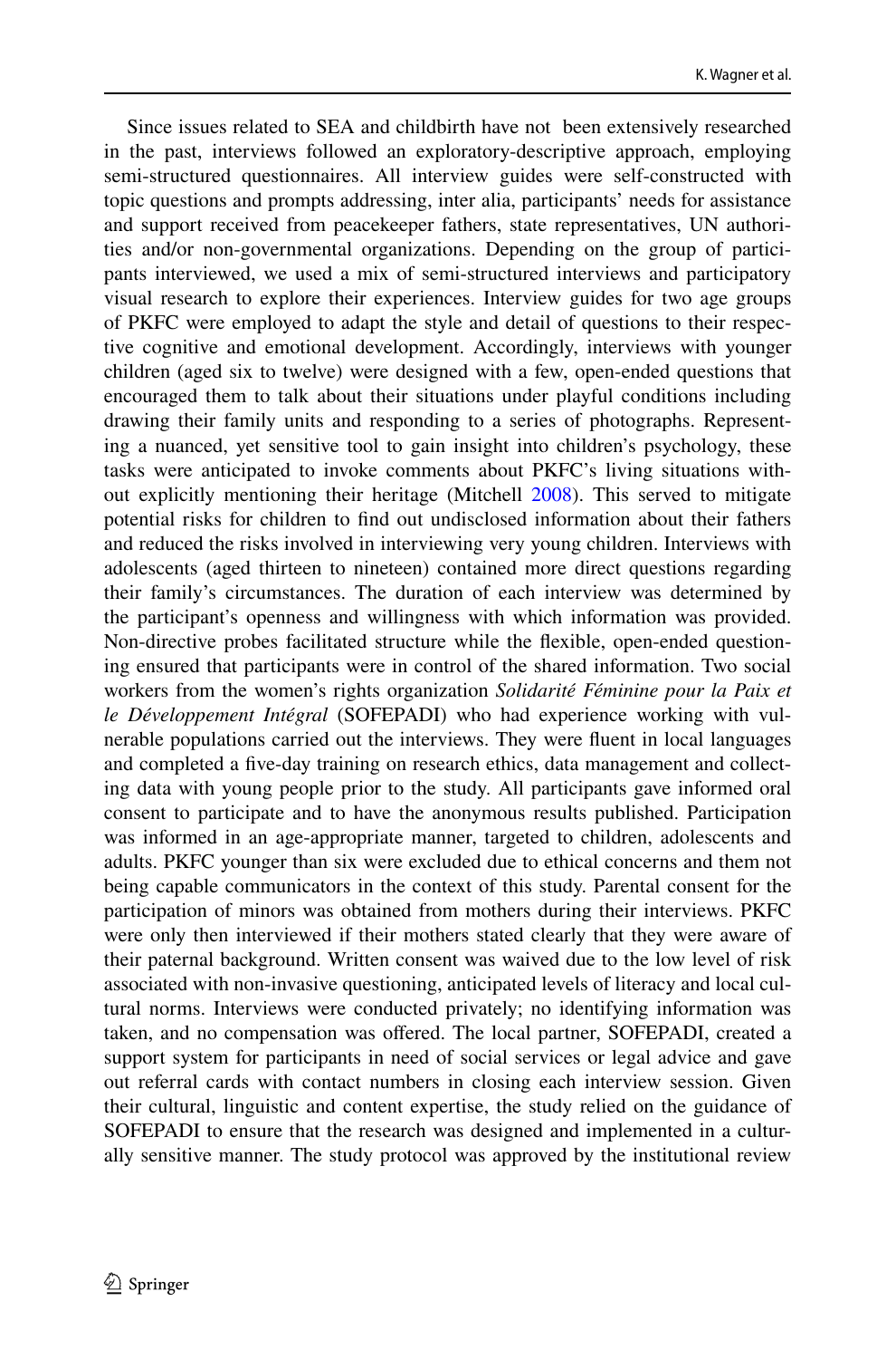Since issues related to SEA and childbirth have not been extensively researched in the past, interviews followed an exploratory-descriptive approach, employing semi-structured questionnaires. All interview guides were self-constructed with topic questions and prompts addressing, inter alia, participants' needs for assistance and support received from peacekeeper fathers, state representatives, UN authorities and/or non-governmental organizations. Depending on the group of participants interviewed, we used a mix of semi-structured interviews and participatory visual research to explore their experiences. Interview guides for two age groups of PKFC were employed to adapt the style and detail of questions to their respective cognitive and emotional development. Accordingly, interviews with younger children (aged six to twelve) were designed with a few, open-ended questions that encouraged them to talk about their situations under playful conditions including drawing their family units and responding to a series of photographs. Representing a nuanced, yet sensitive tool to gain insight into children's psychology, these tasks were anticipated to invoke comments about PKFC's living situations without explicitly mentioning their heritage (Mitchell 2008). This served to mitigate potential risks for children to find out undisclosed information about their fathers and reduced the risks involved in interviewing very young children. Interviews with adolescents (aged thirteen to nineteen) contained more direct questions regarding their family's circumstances. The duration of each interview was determined by the participant's openness and willingness with which information was provided. Non-directive probes facilitated structure while the flexible, open-ended questioning ensured that participants were in control of the shared information. Two social workers from the women's rights organization *Solidarité Féminine pour la Paix et le Développement Intégral* (SOFEPADI) who had experience working with vulnerable populations carried out the interviews. They were fluent in local languages and completed a five-day training on research ethics, data management and collecting data with young people prior to the study. All participants gave informed oral consent to participate and to have the anonymous results published. Participation was informed in an age-appropriate manner, targeted to children, adolescents and adults. PKFC younger than six were excluded due to ethical concerns and them not being capable communicators in the context of this study. Parental consent for the participation of minors was obtained from mothers during their interviews. PKFC were only then interviewed if their mothers stated clearly that they were aware of their paternal background. Written consent was waived due to the low level of risk associated with non-invasive questioning, anticipated levels of literacy and local cultural norms. Interviews were conducted privately; no identifying information was taken, and no compensation was offered. The local partner, SOFEPADI, created a support system for participants in need of social services or legal advice and gave out referral cards with contact numbers in closing each interview session. Given their cultural, linguistic and content expertise, the study relied on the guidance of SOFEPADI to ensure that the research was designed and implemented in a culturally sensitive manner. The study protocol was approved by the institutional review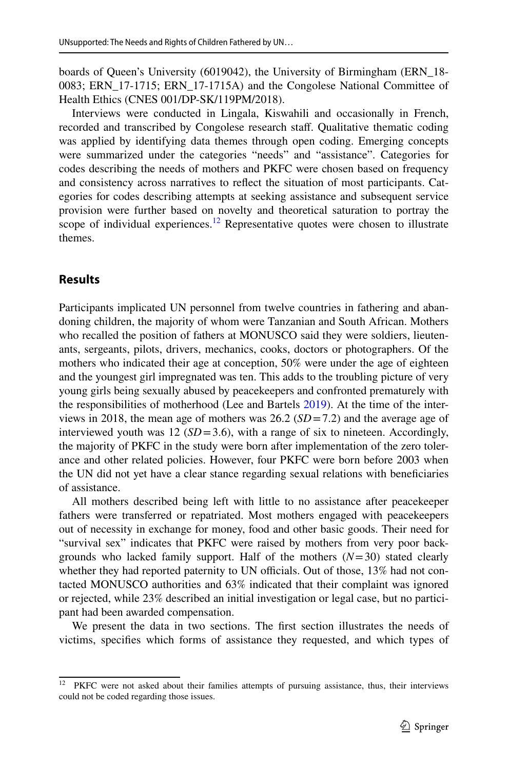boards of Queen's University (6019042), the University of Birmingham (ERN_18-0083; ERN_17-1715; ERN_17-1715A) and the Congolese National Committee of Health Ethics (CNES 001/DP-SK/119PM/2018).

Interviews were conducted in Lingala, Kiswahili and occasionally in French, recorded and transcribed by Congolese research staff. Qualitative thematic coding was applied by identifying data themes through open coding. Emerging concepts were summarized under the categories "needs" and "assistance". Categories for codes describing the needs of mothers and PKFC were chosen based on frequency and consistency across narratives to reflect the situation of most participants. Categories for codes describing attempts at seeking assistance and subsequent service provision were further based on novelty and theoretical saturation to portray the scope of individual experiences.[12] Representative quotes were chosen to illustrate themes.

## Results

Participants implicated UN personnel from twelve countries in fathering and abandoning children, the majority of whom were Tanzanian and South African. Mothers who recalled the position of fathers at MONUSCO said they were soldiers, lieutenants, sergeants, pilots, drivers, mechanics, cooks, doctors or photographers. Of the mothers who indicated their age at conception, 50% were under the age of eighteen and the youngest girl impregnated was ten. This adds to the troubling picture of very young girls being sexually abused by peacekeepers and confronted prematurely with the responsibilities of motherhood (Lee and Bartels 2019). At the time of the interviews in 2018, the mean age of mothers was 26.2 ($SD = 7.2$) and the average age of interviewed youth was 12 ($SD = 3.6$), with a range of six to nineteen. Accordingly, the majority of PKFC in the study were born after implementation of the zero tolerance and other related policies. However, four PKFC were born before 2003 when the UN did not yet have a clear stance regarding sexual relations with beneficiaries of assistance.

All mothers described being left with little to no assistance after peacekeeper fathers were transferred or repatriated. Most mothers engaged with peacekeepers out of necessity in exchange for money, food and other basic goods. Their need for "survival sex" indicates that PKFC were raised by mothers from very poor backgrounds who lacked family support. Half of the mothers ($N = 30$) stated clearly whether they had reported paternity to UN officials. Out of those, 13% had not contacted MONUSCO authorities and 63% indicated that their complaint was ignored or rejected, while 23% described an initial investigation or legal case, but no participant had been awarded compensation.

We present the data in two sections. The first section illustrates the needs of victims, specifies which forms of assistance they requested, and which types of

---

[12] PKFC were not asked about their families attempts of pursuing assistance, thus, their interviews could not be coded regarding those issues.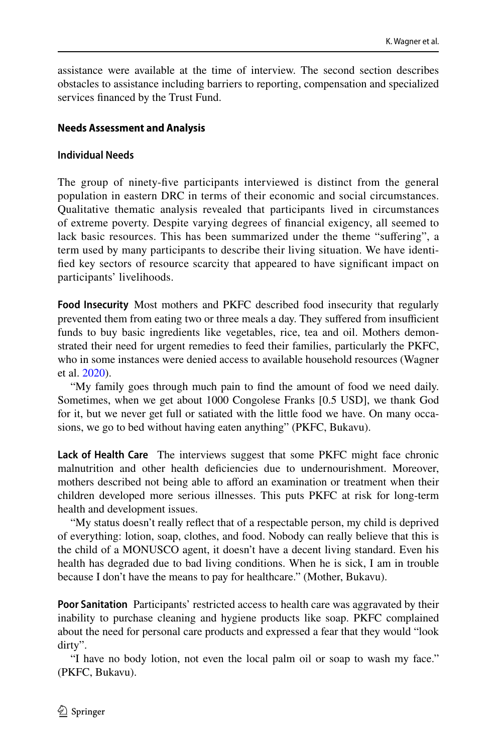assistance were available at the time of interview. The second section describes obstacles to assistance including barriers to reporting, compensation and specialized services financed by the Trust Fund.

## Needs Assessment and Analysis

### Individual Needs

The group of ninety-five participants interviewed is distinct from the general population in eastern DRC in terms of their economic and social circumstances. Qualitative thematic analysis revealed that participants lived in circumstances of extreme poverty. Despite varying degrees of financial exigency, all seemed to lack basic resources. This has been summarized under the theme "suffering", a term used by many participants to describe their living situation. We have identified key sectors of resource scarcity that appeared to have significant impact on participants' livelihoods.

**Food Insecurity** Most mothers and PKFC described food insecurity that regularly prevented them from eating two or three meals a day. They suffered from insufficient funds to buy basic ingredients like vegetables, rice, tea and oil. Mothers demonstrated their need for urgent remedies to feed their families, particularly the PKFC, who in some instances were denied access to available household resources (Wagner et al. 2020).

"My family goes through much pain to find the amount of food we need daily. Sometimes, when we get about 1000 Congolese Franks [0.5 USD], we thank God for it, but we never get full or satiated with the little food we have. On many occasions, we go to bed without having eaten anything" (PKFC, Bukavu).

**Lack of Health Care** The interviews suggest that some PKFC might face chronic malnutrition and other health deficiencies due to undernourishment. Moreover, mothers described not being able to afford an examination or treatment when their children developed more serious illnesses. This puts PKFC at risk for long-term health and development issues.

"My status doesn't really reflect that of a respectable person, my child is deprived of everything: lotion, soap, clothes, and food. Nobody can really believe that this is the child of a MONUSCO agent, it doesn't have a decent living standard. Even his health has degraded due to bad living conditions. When he is sick, I am in trouble because I don't have the means to pay for healthcare." (Mother, Bukavu).

**Poor Sanitation** Participants' restricted access to health care was aggravated by their inability to purchase cleaning and hygiene products like soap. PKFC complained about the need for personal care products and expressed a fear that they would "look dirty".

"I have no body lotion, not even the local palm oil or soap to wash my face." (PKFC, Bukavu).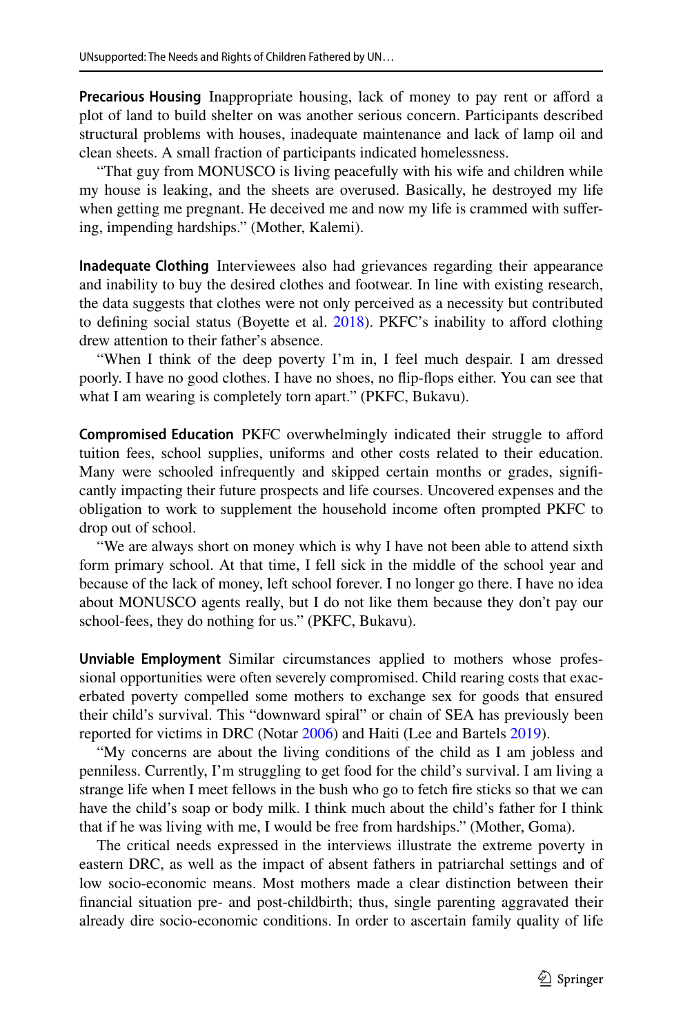**Precarious Housing** Inappropriate housing, lack of money to pay rent or afford a plot of land to build shelter on was another serious concern. Participants described structural problems with houses, inadequate maintenance and lack of lamp oil and clean sheets. A small fraction of participants indicated homelessness.

"That guy from MONUSCO is living peacefully with his wife and children while my house is leaking, and the sheets are overused. Basically, he destroyed my life when getting me pregnant. He deceived me and now my life is crammed with suffering, impending hardships." (Mother, Kalemi).

**Inadequate Clothing** Interviewees also had grievances regarding their appearance and inability to buy the desired clothes and footwear. In line with existing research, the data suggests that clothes were not only perceived as a necessity but contributed to defining social status (Boyette et al. 2018). PKFC's inability to afford clothing drew attention to their father's absence.

"When I think of the deep poverty I'm in, I feel much despair. I am dressed poorly. I have no good clothes. I have no shoes, no flip-flops either. You can see that what I am wearing is completely torn apart." (PKFC, Bukavu).

**Compromised Education** PKFC overwhelmingly indicated their struggle to afford tuition fees, school supplies, uniforms and other costs related to their education. Many were schooled infrequently and skipped certain months or grades, significantly impacting their future prospects and life courses. Uncovered expenses and the obligation to work to supplement the household income often prompted PKFC to drop out of school.

"We are always short on money which is why I have not been able to attend sixth form primary school. At that time, I fell sick in the middle of the school year and because of the lack of money, left school forever. I no longer go there. I have no idea about MONUSCO agents really, but I do not like them because they don't pay our school-fees, they do nothing for us." (PKFC, Bukavu).

**Unviable Employment** Similar circumstances applied to mothers whose professional opportunities were often severely compromised. Child rearing costs that exacerbated poverty compelled some mothers to exchange sex for goods that ensured their child's survival. This "downward spiral" or chain of SEA has previously been reported for victims in DRC (Notar 2006) and Haiti (Lee and Bartels 2019).

"My concerns are about the living conditions of the child as I am jobless and penniless. Currently, I'm struggling to get food for the child's survival. I am living a strange life when I meet fellows in the bush who go to fetch fire sticks so that we can have the child's soap or body milk. I think much about the child's father for I think that if he was living with me, I would be free from hardships." (Mother, Goma).

The critical needs expressed in the interviews illustrate the extreme poverty in eastern DRC, as well as the impact of absent fathers in patriarchal settings and of low socio-economic means. Most mothers made a clear distinction between their financial situation pre- and post-childbirth; thus, single parenting aggravated their already dire socio-economic conditions. In order to ascertain family quality of life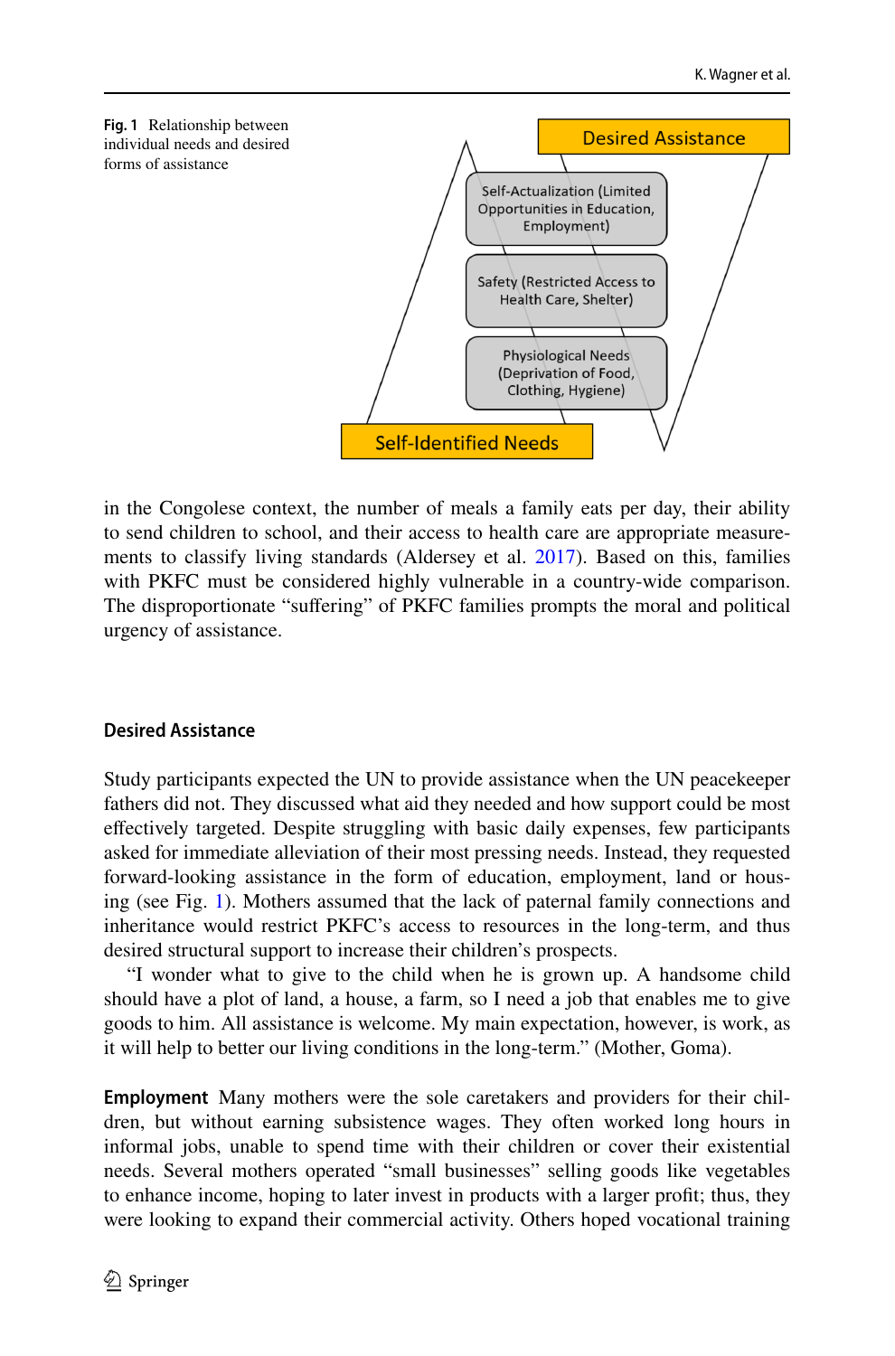**Fig. 1** Relationship between individual needs and desired forms of assistance

Desired Assistance

Self-Actualization (Limited Opportunities in Education, Employment)

Safety (Restricted Access to Health Care, Shelter)

Physiological Needs (Deprivation of Food, Clothing, Hygiene)

Self-Identified Needs

in the Congolese context, the number of meals a family eats per day, their ability to send children to school, and their access to health care are appropriate measurements to classify living standards (Aldersey et al. 2017). Based on this, families with PKFC must be considered highly vulnerable in a country-wide comparison. The disproportionate "suffering" of PKFC families prompts the moral and political urgency of assistance.

### Desired Assistance

Study participants expected the UN to provide assistance when the UN peacekeeper fathers did not. They discussed what aid they needed and how support could be most effectively targeted. Despite struggling with basic daily expenses, few participants asked for immediate alleviation of their most pressing needs. Instead, they requested forward-looking assistance in the form of education, employment, land or housing (see Fig. 1). Mothers assumed that the lack of paternal family connections and inheritance would restrict PKFC's access to resources in the long-term, and thus desired structural support to increase their children's prospects.

"I wonder what to give to the child when he is grown up. A handsome child should have a plot of land, a house, a farm, so I need a job that enables me to give goods to him. All assistance is welcome. My main expectation, however, is work, as it will help to better our living conditions in the long-term." (Mother, Goma).

**Employment** Many mothers were the sole caretakers and providers for their children, but without earning subsistence wages. They often worked long hours in informal jobs, unable to spend time with their children or cover their existential needs. Several mothers operated "small businesses" selling goods like vegetables to enhance income, hoping to later invest in products with a larger profit; thus, they were looking to expand their commercial activity. Others hoped vocational training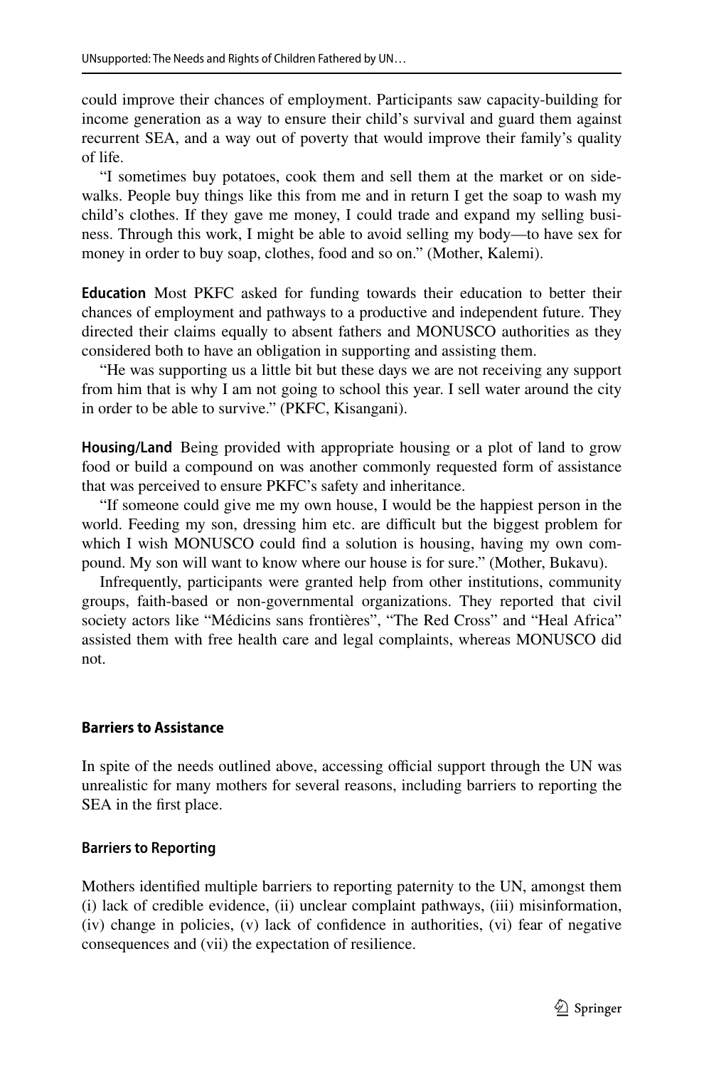could improve their chances of employment. Participants saw capacity-building for income generation as a way to ensure their child's survival and guard them against recurrent SEA, and a way out of poverty that would improve their family's quality of life.

"I sometimes buy potatoes, cook them and sell them at the market or on sidewalks. People buy things like this from me and in return I get the soap to wash my child's clothes. If they gave me money, I could trade and expand my selling business. Through this work, I might be able to avoid selling my body—to have sex for money in order to buy soap, clothes, food and so on." (Mother, Kalemi).

**Education** Most PKFC asked for funding towards their education to better their chances of employment and pathways to a productive and independent future. They directed their claims equally to absent fathers and MONUSCO authorities as they considered both to have an obligation in supporting and assisting them.

"He was supporting us a little bit but these days we are not receiving any support from him that is why I am not going to school this year. I sell water around the city in order to be able to survive." (PKFC, Kisangani).

**Housing/Land** Being provided with appropriate housing or a plot of land to grow food or build a compound on was another commonly requested form of assistance that was perceived to ensure PKFC's safety and inheritance.

"If someone could give me my own house, I would be the happiest person in the world. Feeding my son, dressing him etc. are difficult but the biggest problem for which I wish MONUSCO could find a solution is housing, having my own compound. My son will want to know where our house is for sure." (Mother, Bukavu).

Infrequently, participants were granted help from other institutions, community groups, faith-based or non-governmental organizations. They reported that civil society actors like "Médicins sans frontières", "The Red Cross" and "Heal Africa" assisted them with free health care and legal complaints, whereas MONUSCO did not.

### Barriers to Assistance

In spite of the needs outlined above, accessing official support through the UN was unrealistic for many mothers for several reasons, including barriers to reporting the SEA in the first place.

#### Barriers to Reporting

Mothers identified multiple barriers to reporting paternity to the UN, amongst them (i) lack of credible evidence, (ii) unclear complaint pathways, (iii) misinformation, (iv) change in policies, (v) lack of confidence in authorities, (vi) fear of negative consequences and (vii) the expectation of resilience.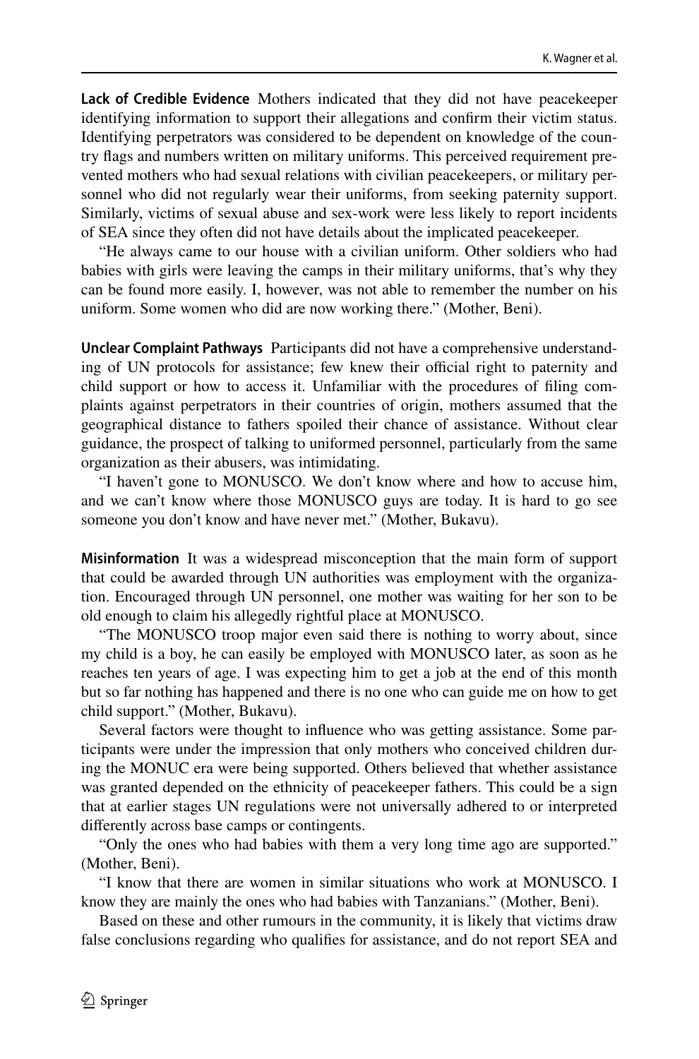**Lack of Credible Evidence** Mothers indicated that they did not have peacekeeper identifying information to support their allegations and confirm their victim status. Identifying perpetrators was considered to be dependent on knowledge of the country flags and numbers written on military uniforms. This perceived requirement prevented mothers who had sexual relations with civilian peacekeepers, or military personnel who did not regularly wear their uniforms, from seeking paternity support. Similarly, victims of sexual abuse and sex-work were less likely to report incidents of SEA since they often did not have details about the implicated peacekeeper.

"He always came to our house with a civilian uniform. Other soldiers who had babies with girls were leaving the camps in their military uniforms, that's why they can be found more easily. I, however, was not able to remember the number on his uniform. Some women who did are now working there." (Mother, Beni).

**Unclear Complaint Pathways** Participants did not have a comprehensive understanding of UN protocols for assistance; few knew their official right to paternity and child support or how to access it. Unfamiliar with the procedures of filing complaints against perpetrators in their countries of origin, mothers assumed that the geographical distance to fathers spoiled their chance of assistance. Without clear guidance, the prospect of talking to uniformed personnel, particularly from the same organization as their abusers, was intimidating.

"I haven't gone to MONUSCO. We don't know where and how to accuse him, and we can't know where those MONUSCO guys are today. It is hard to go see someone you don't know and have never met." (Mother, Bukavu).

**Misinformation** It was a widespread misconception that the main form of support that could be awarded through UN authorities was employment with the organization. Encouraged through UN personnel, one mother was waiting for her son to be old enough to claim his allegedly rightful place at MONUSCO.

"The MONUSCO troop major even said there is nothing to worry about, since my child is a boy, he can easily be employed with MONUSCO later, as soon as he reaches ten years of age. I was expecting him to get a job at the end of this month but so far nothing has happened and there is no one who can guide me on how to get child support." (Mother, Bukavu).

Several factors were thought to influence who was getting assistance. Some participants were under the impression that only mothers who conceived children during the MONUC era were being supported. Others believed that whether assistance was granted depended on the ethnicity of peacekeeper fathers. This could be a sign that at earlier stages UN regulations were not universally adhered to or interpreted differently across base camps or contingents.

"Only the ones who had babies with them a very long time ago are supported." (Mother, Beni).

"I know that there are women in similar situations who work at MONUSCO. I know they are mainly the ones who had babies with Tanzanians." (Mother, Beni).

Based on these and other rumours in the community, it is likely that victims draw false conclusions regarding who qualifies for assistance, and do not report SEA and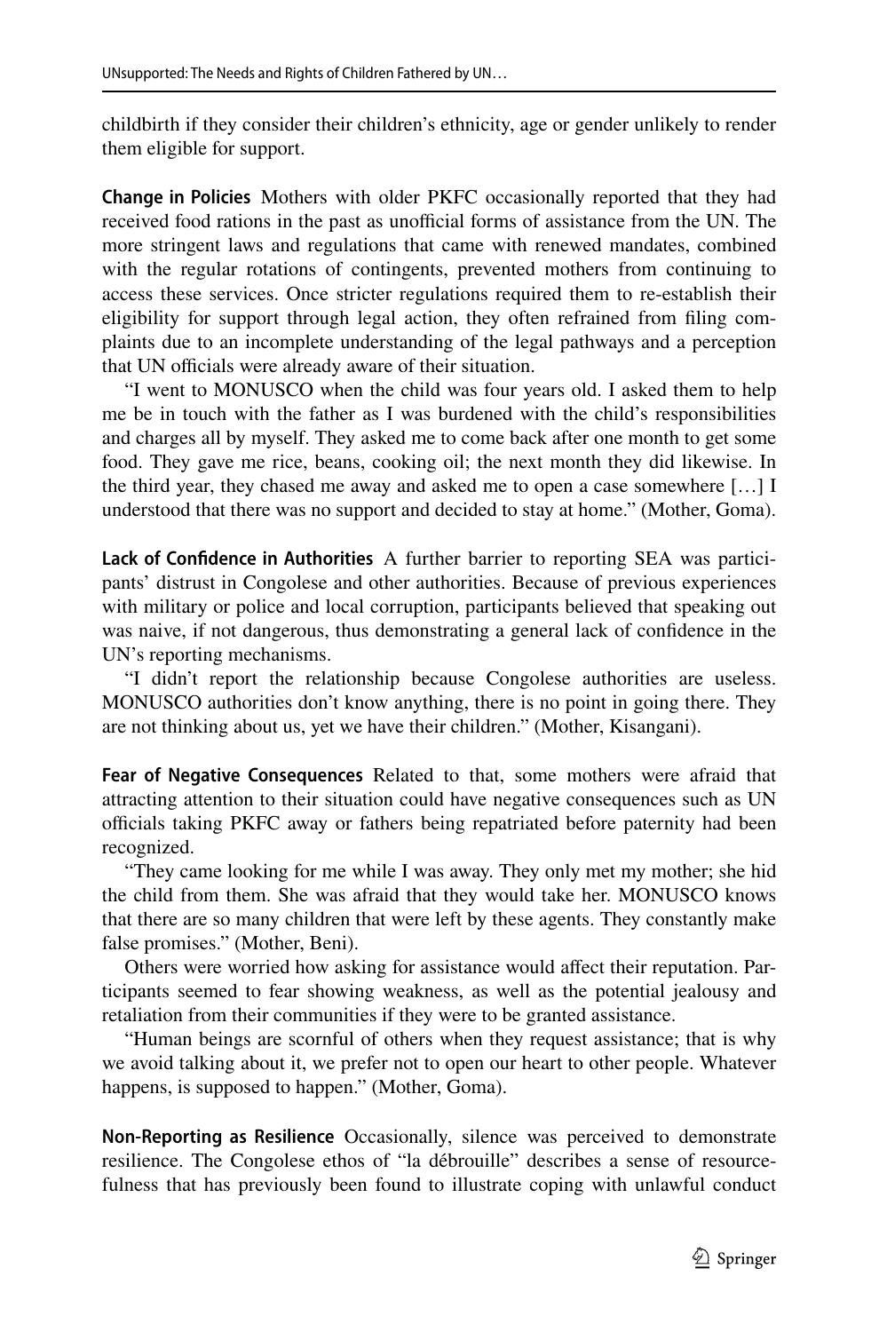childbirth if they consider their children's ethnicity, age or gender unlikely to render them eligible for support.

**Change in Policies** Mothers with older PKFC occasionally reported that they had received food rations in the past as unofficial forms of assistance from the UN. The more stringent laws and regulations that came with renewed mandates, combined with the regular rotations of contingents, prevented mothers from continuing to access these services. Once stricter regulations required them to re-establish their eligibility for support through legal action, they often refrained from filing complaints due to an incomplete understanding of the legal pathways and a perception that UN officials were already aware of their situation.

"I went to MONUSCO when the child was four years old. I asked them to help me be in touch with the father as I was burdened with the child's responsibilities and charges all by myself. They asked me to come back after one month to get some food. They gave me rice, beans, cooking oil; the next month they did likewise. In the third year, they chased me away and asked me to open a case somewhere […] I understood that there was no support and decided to stay at home." (Mother, Goma).

**Lack of Confidence in Authorities** A further barrier to reporting SEA was participants' distrust in Congolese and other authorities. Because of previous experiences with military or police and local corruption, participants believed that speaking out was naive, if not dangerous, thus demonstrating a general lack of confidence in the UN's reporting mechanisms.

"I didn't report the relationship because Congolese authorities are useless. MONUSCO authorities don't know anything, there is no point in going there. They are not thinking about us, yet we have their children." (Mother, Kisangani).

**Fear of Negative Consequences** Related to that, some mothers were afraid that attracting attention to their situation could have negative consequences such as UN officials taking PKFC away or fathers being repatriated before paternity had been recognized.

"They came looking for me while I was away. They only met my mother; she hid the child from them. She was afraid that they would take her. MONUSCO knows that there are so many children that were left by these agents. They constantly make false promises." (Mother, Beni).

Others were worried how asking for assistance would affect their reputation. Participants seemed to fear showing weakness, as well as the potential jealousy and retaliation from their communities if they were to be granted assistance.

"Human beings are scornful of others when they request assistance; that is why we avoid talking about it, we prefer not to open our heart to other people. Whatever happens, is supposed to happen." (Mother, Goma).

**Non-Reporting as Resilience** Occasionally, silence was perceived to demonstrate resilience. The Congolese ethos of "la débrouille" describes a sense of resourcefulness that has previously been found to illustrate coping with unlawful conduct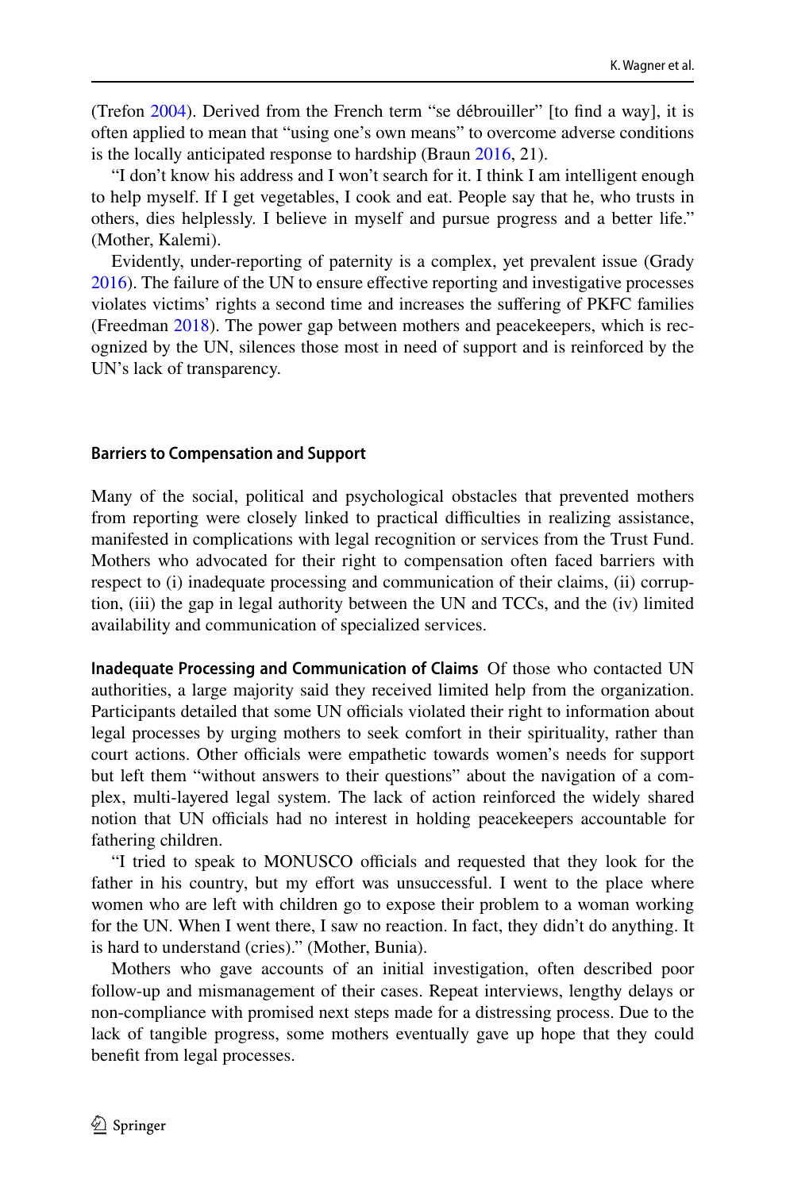(Trefon 2004). Derived from the French term "se débrouiller" [to find a way], it is often applied to mean that "using one's own means" to overcome adverse conditions is the locally anticipated response to hardship (Braun 2016, 21).

"I don't know his address and I won't search for it. I think I am intelligent enough to help myself. If I get vegetables, I cook and eat. People say that he, who trusts in others, dies helplessly. I believe in myself and pursue progress and a better life." (Mother, Kalemi).

Evidently, under-reporting of paternity is a complex, yet prevalent issue (Grady 2016). The failure of the UN to ensure effective reporting and investigative processes violates victims' rights a second time and increases the suffering of PKFC families (Freedman 2018). The power gap between mothers and peacekeepers, which is recognized by the UN, silences those most in need of support and is reinforced by the UN's lack of transparency.

#### Barriers to Compensation and Support

Many of the social, political and psychological obstacles that prevented mothers from reporting were closely linked to practical difficulties in realizing assistance, manifested in complications with legal recognition or services from the Trust Fund. Mothers who advocated for their right to compensation often faced barriers with respect to (i) inadequate processing and communication of their claims, (ii) corruption, (iii) the gap in legal authority between the UN and TCCs, and the (iv) limited availability and communication of specialized services.

**Inadequate Processing and Communication of Claims** Of those who contacted UN authorities, a large majority said they received limited help from the organization. Participants detailed that some UN officials violated their right to information about legal processes by urging mothers to seek comfort in their spirituality, rather than court actions. Other officials were empathetic towards women's needs for support but left them "without answers to their questions" about the navigation of a complex, multi-layered legal system. The lack of action reinforced the widely shared notion that UN officials had no interest in holding peacekeepers accountable for fathering children.

"I tried to speak to MONUSCO officials and requested that they look for the father in his country, but my effort was unsuccessful. I went to the place where women who are left with children go to expose their problem to a woman working for the UN. When I went there, I saw no reaction. In fact, they didn't do anything. It is hard to understand (cries)." (Mother, Bunia).

Mothers who gave accounts of an initial investigation, often described poor follow-up and mismanagement of their cases. Repeat interviews, lengthy delays or non-compliance with promised next steps made for a distressing process. Due to the lack of tangible progress, some mothers eventually gave up hope that they could benefit from legal processes.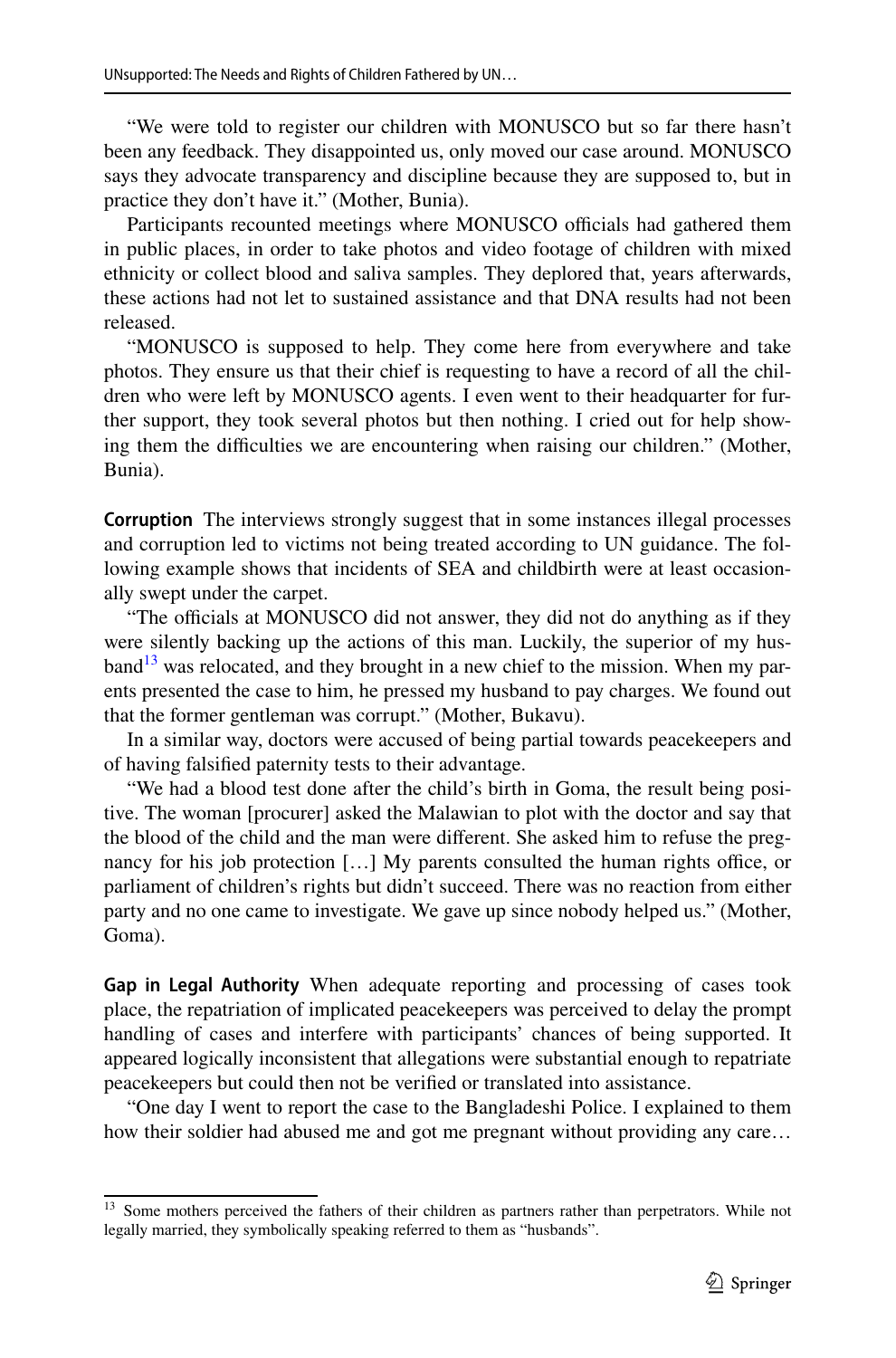"We were told to register our children with MONUSCO but so far there hasn't been any feedback. They disappointed us, only moved our case around. MONUSCO says they advocate transparency and discipline because they are supposed to, but in practice they don't have it." (Mother, Bunia).

Participants recounted meetings where MONUSCO officials had gathered them in public places, in order to take photos and video footage of children with mixed ethnicity or collect blood and saliva samples. They deplored that, years afterwards, these actions had not let to sustained assistance and that DNA results had not been released.

"MONUSCO is supposed to help. They come here from everywhere and take photos. They ensure us that their chief is requesting to have a record of all the children who were left by MONUSCO agents. I even went to their headquarter for further support, they took several photos but then nothing. I cried out for help showing them the difficulties we are encountering when raising our children." (Mother, Bunia).

**Corruption** The interviews strongly suggest that in some instances illegal processes and corruption led to victims not being treated according to UN guidance. The following example shows that incidents of SEA and childbirth were at least occasionally swept under the carpet.

"The officials at MONUSCO did not answer, they did not do anything as if they were silently backing up the actions of this man. Luckily, the superior of my husband[13] was relocated, and they brought in a new chief to the mission. When my parents presented the case to him, he pressed my husband to pay charges. We found out that the former gentleman was corrupt." (Mother, Bukavu).

In a similar way, doctors were accused of being partial towards peacekeepers and of having falsified paternity tests to their advantage.

"We had a blood test done after the child's birth in Goma, the result being positive. The woman [procurer] asked the Malawian to plot with the doctor and say that the blood of the child and the man were different. She asked him to refuse the pregnancy for his job protection […] My parents consulted the human rights office, or parliament of children's rights but didn't succeed. There was no reaction from either party and no one came to investigate. We gave up since nobody helped us." (Mother, Goma).

**Gap in Legal Authority** When adequate reporting and processing of cases took place, the repatriation of implicated peacekeepers was perceived to delay the prompt handling of cases and interfere with participants' chances of being supported. It appeared logically inconsistent that allegations were substantial enough to repatriate peacekeepers but could then not be verified or translated into assistance.

"One day I went to report the case to the Bangladeshi Police. I explained to them how their soldier had abused me and got me pregnant without providing any care…

[13] Some mothers perceived the fathers of their children as partners rather than perpetrators. While not legally married, they symbolically speaking referred to them as "husbands".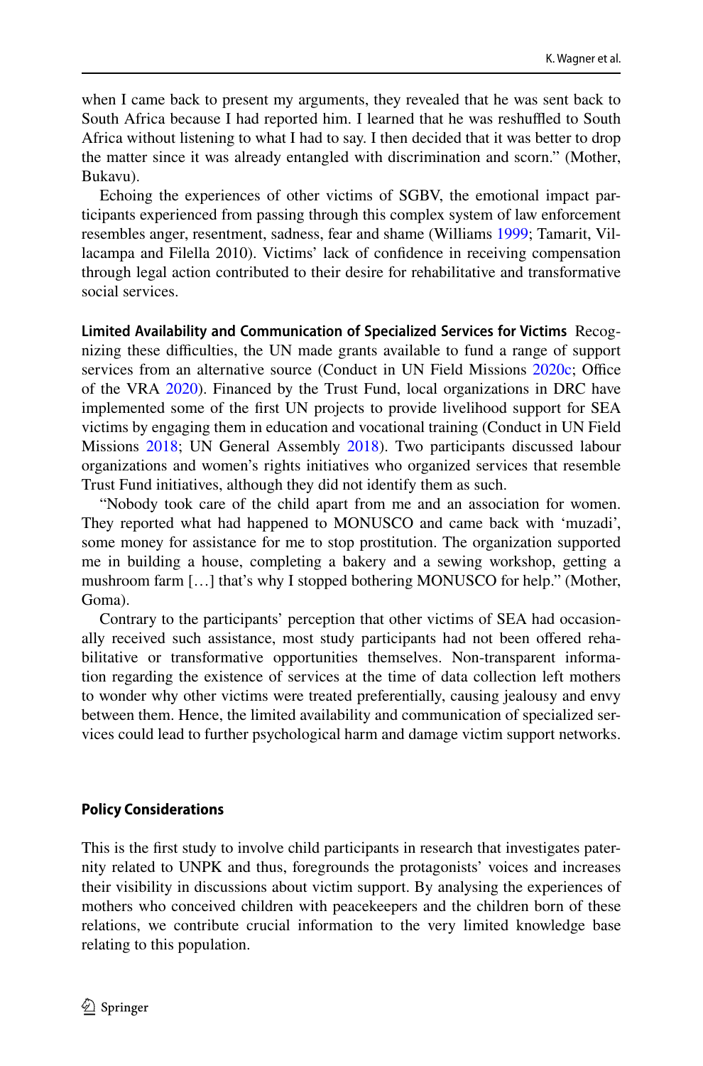when I came back to present my arguments, they revealed that he was sent back to South Africa because I had reported him. I learned that he was reshuffled to South Africa without listening to what I had to say. I then decided that it was better to drop the matter since it was already entangled with discrimination and scorn." (Mother, Bukavu).

Echoing the experiences of other victims of SGBV, the emotional impact participants experienced from passing through this complex system of law enforcement resembles anger, resentment, sadness, fear and shame (Williams 1999; Tamarit, Villacampa and Filella 2010). Victims' lack of confidence in receiving compensation through legal action contributed to their desire for rehabilitative and transformative social services.

**Limited Availability and Communication of Specialized Services for Victims** Recognizing these difficulties, the UN made grants available to fund a range of support services from an alternative source (Conduct in UN Field Missions 2020c; Office of the VRA 2020). Financed by the Trust Fund, local organizations in DRC have implemented some of the first UN projects to provide livelihood support for SEA victims by engaging them in education and vocational training (Conduct in UN Field Missions 2018; UN General Assembly 2018). Two participants discussed labour organizations and women's rights initiatives who organized services that resemble Trust Fund initiatives, although they did not identify them as such.

"Nobody took care of the child apart from me and an association for women. They reported what had happened to MONUSCO and came back with 'muzadi', some money for assistance for me to stop prostitution. The organization supported me in building a house, completing a bakery and a sewing workshop, getting a mushroom farm […] that's why I stopped bothering MONUSCO for help." (Mother, Goma).

Contrary to the participants' perception that other victims of SEA had occasionally received such assistance, most study participants had not been offered rehabilitative or transformative opportunities themselves. Non-transparent information regarding the existence of services at the time of data collection left mothers to wonder why other victims were treated preferentially, causing jealousy and envy between them. Hence, the limited availability and communication of specialized services could lead to further psychological harm and damage victim support networks.

## Policy Considerations

This is the first study to involve child participants in research that investigates paternity related to UNPK and thus, foregrounds the protagonists' voices and increases their visibility in discussions about victim support. By analysing the experiences of mothers who conceived children with peacekeepers and the children born of these relations, we contribute crucial information to the very limited knowledge base relating to this population.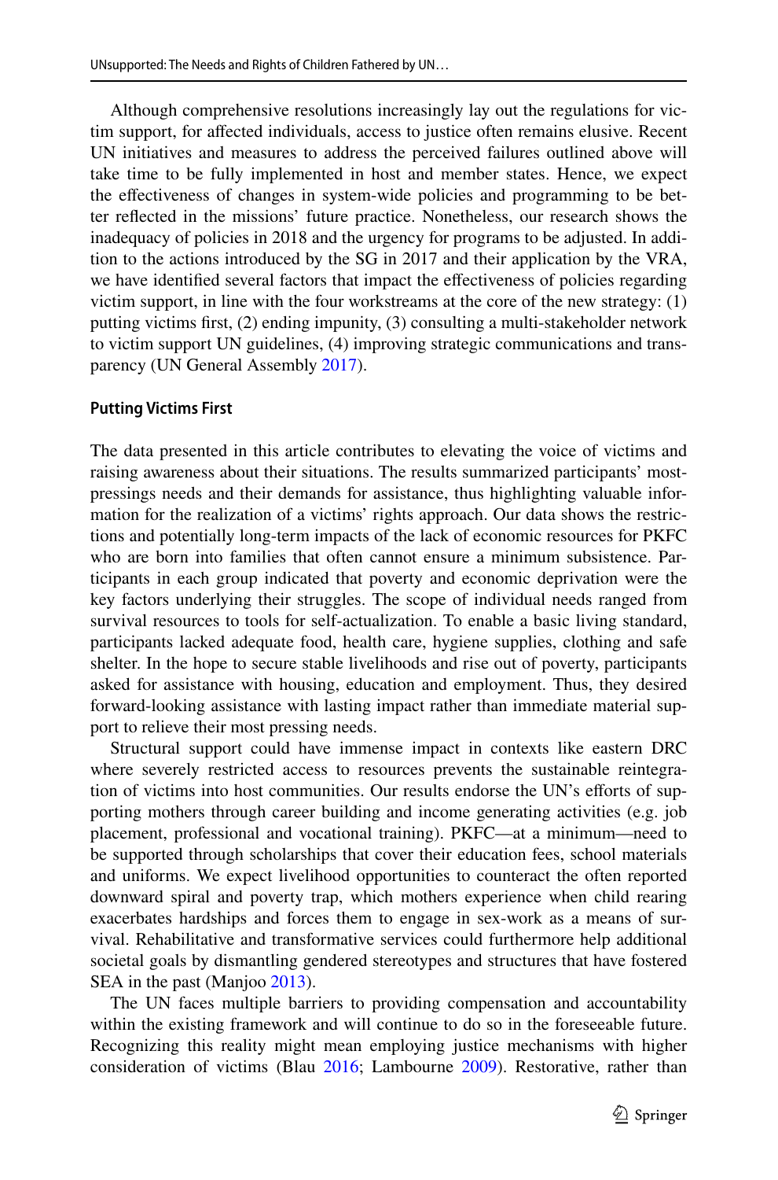Although comprehensive resolutions increasingly lay out the regulations for victim support, for affected individuals, access to justice often remains elusive. Recent UN initiatives and measures to address the perceived failures outlined above will take time to be fully implemented in host and member states. Hence, we expect the effectiveness of changes in system-wide policies and programming to be better reflected in the missions' future practice. Nonetheless, our research shows the inadequacy of policies in 2018 and the urgency for programs to be adjusted. In addition to the actions introduced by the SG in 2017 and their application by the VRA, we have identified several factors that impact the effectiveness of policies regarding victim support, in line with the four workstreams at the core of the new strategy: (1) putting victims first, (2) ending impunity, (3) consulting a multi-stakeholder network to victim support UN guidelines, (4) improving strategic communications and transparency (UN General Assembly 2017).

### Putting Victims First

The data presented in this article contributes to elevating the voice of victims and raising awareness about their situations. The results summarized participants' most-pressings needs and their demands for assistance, thus highlighting valuable information for the realization of a victims' rights approach. Our data shows the restrictions and potentially long-term impacts of the lack of economic resources for PKFC who are born into families that often cannot ensure a minimum subsistence. Participants in each group indicated that poverty and economic deprivation were the key factors underlying their struggles. The scope of individual needs ranged from survival resources to tools for self-actualization. To enable a basic living standard, participants lacked adequate food, health care, hygiene supplies, clothing and safe shelter. In the hope to secure stable livelihoods and rise out of poverty, participants asked for assistance with housing, education and employment. Thus, they desired forward-looking assistance with lasting impact rather than immediate material support to relieve their most pressing needs.

Structural support could have immense impact in contexts like eastern DRC where severely restricted access to resources prevents the sustainable reintegration of victims into host communities. Our results endorse the UN's efforts of supporting mothers through career building and income generating activities (e.g. job placement, professional and vocational training). PKFC—at a minimum—need to be supported through scholarships that cover their education fees, school materials and uniforms. We expect livelihood opportunities to counteract the often reported downward spiral and poverty trap, which mothers experience when child rearing exacerbates hardships and forces them to engage in sex-work as a means of survival. Rehabilitative and transformative services could furthermore help additional societal goals by dismantling gendered stereotypes and structures that have fostered SEA in the past (Manjoo 2013).

The UN faces multiple barriers to providing compensation and accountability within the existing framework and will continue to do so in the foreseeable future. Recognizing this reality might mean employing justice mechanisms with higher consideration of victims (Blau 2016; Lambourne 2009). Restorative, rather than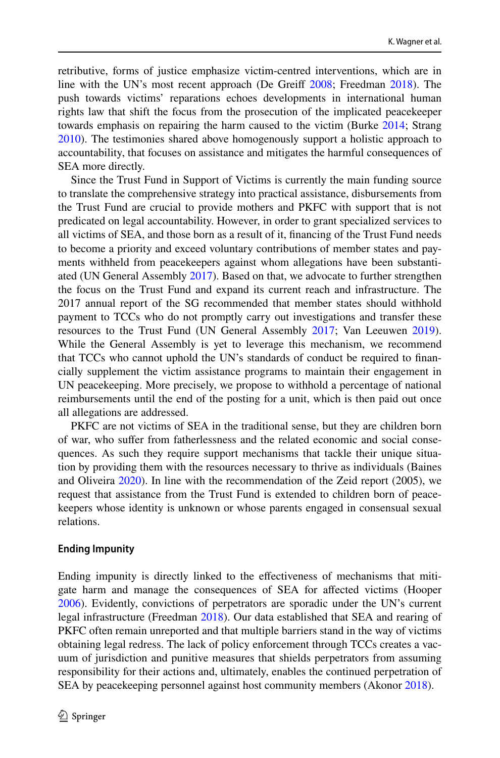retributive, forms of justice emphasize victim-centred interventions, which are in line with the UN's most recent approach (De Greiff 2008; Freedman 2018). The push towards victims' reparations echoes developments in international human rights law that shift the focus from the prosecution of the implicated peacekeeper towards emphasis on repairing the harm caused to the victim (Burke 2014; Strang 2010). The testimonies shared above homogenously support a holistic approach to accountability, that focuses on assistance and mitigates the harmful consequences of SEA more directly.

Since the Trust Fund in Support of Victims is currently the main funding source to translate the comprehensive strategy into practical assistance, disbursements from the Trust Fund are crucial to provide mothers and PKFC with support that is not predicated on legal accountability. However, in order to grant specialized services to all victims of SEA, and those born as a result of it, financing of the Trust Fund needs to become a priority and exceed voluntary contributions of member states and payments withheld from peacekeepers against whom allegations have been substantiated (UN General Assembly 2017). Based on that, we advocate to further strengthen the focus on the Trust Fund and expand its current reach and infrastructure. The 2017 annual report of the SG recommended that member states should withhold payment to TCCs who do not promptly carry out investigations and transfer these resources to the Trust Fund (UN General Assembly 2017; Van Leeuwen 2019). While the General Assembly is yet to leverage this mechanism, we recommend that TCCs who cannot uphold the UN's standards of conduct be required to financially supplement the victim assistance programs to maintain their engagement in UN peacekeeping. More precisely, we propose to withhold a percentage of national reimbursements until the end of the posting for a unit, which is then paid out once all allegations are addressed.

PKFC are not victims of SEA in the traditional sense, but they are children born of war, who suffer from fatherlessness and the related economic and social consequences. As such they require support mechanisms that tackle their unique situation by providing them with the resources necessary to thrive as individuals (Baines and Oliveira 2020). In line with the recommendation of the Zeid report (2005), we request that assistance from the Trust Fund is extended to children born of peacekeepers whose identity is unknown or whose parents engaged in consensual sexual relations.

### Ending Impunity

Ending impunity is directly linked to the effectiveness of mechanisms that mitigate harm and manage the consequences of SEA for affected victims (Hooper 2006). Evidently, convictions of perpetrators are sporadic under the UN's current legal infrastructure (Freedman 2018). Our data established that SEA and rearing of PKFC often remain unreported and that multiple barriers stand in the way of victims obtaining legal redress. The lack of policy enforcement through TCCs creates a vacuum of jurisdiction and punitive measures that shields perpetrators from assuming responsibility for their actions and, ultimately, enables the continued perpetration of SEA by peacekeeping personnel against host community members (Akonor 2018).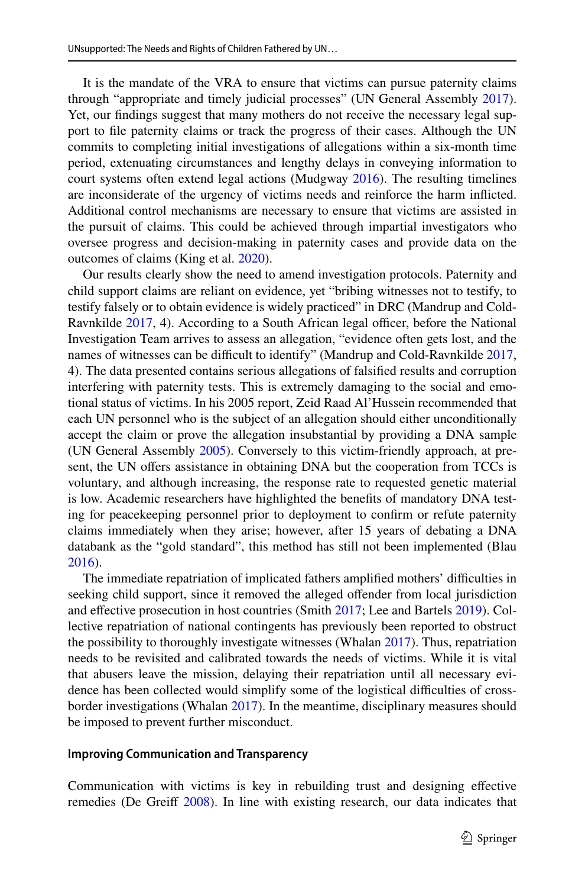It is the mandate of the VRA to ensure that victims can pursue paternity claims through "appropriate and timely judicial processes" (UN General Assembly 2017). Yet, our findings suggest that many mothers do not receive the necessary legal support to file paternity claims or track the progress of their cases. Although the UN commits to completing initial investigations of allegations within a six-month time period, extenuating circumstances and lengthy delays in conveying information to court systems often extend legal actions (Mudgway 2016). The resulting timelines are inconsiderate of the urgency of victims needs and reinforce the harm inflicted. Additional control mechanisms are necessary to ensure that victims are assisted in the pursuit of claims. This could be achieved through impartial investigators who oversee progress and decision-making in paternity cases and provide data on the outcomes of claims (King et al. 2020).

Our results clearly show the need to amend investigation protocols. Paternity and child support claims are reliant on evidence, yet "bribing witnesses not to testify, to testify falsely or to obtain evidence is widely practiced" in DRC (Mandrup and Cold-Ravnkilde 2017, 4). According to a South African legal officer, before the National Investigation Team arrives to assess an allegation, "evidence often gets lost, and the names of witnesses can be difficult to identify" (Mandrup and Cold-Ravnkilde 2017, 4). The data presented contains serious allegations of falsified results and corruption interfering with paternity tests. This is extremely damaging to the social and emotional status of victims. In his 2005 report, Zeid Raad Al'Hussein recommended that each UN personnel who is the subject of an allegation should either unconditionally accept the claim or prove the allegation insubstantial by providing a DNA sample (UN General Assembly 2005). Conversely to this victim-friendly approach, at present, the UN offers assistance in obtaining DNA but the cooperation from TCCs is voluntary, and although increasing, the response rate to requested genetic material is low. Academic researchers have highlighted the benefits of mandatory DNA testing for peacekeeping personnel prior to deployment to confirm or refute paternity claims immediately when they arise; however, after 15 years of debating a DNA databank as the "gold standard", this method has still not been implemented (Blau 2016).

The immediate repatriation of implicated fathers amplified mothers' difficulties in seeking child support, since it removed the alleged offender from local jurisdiction and effective prosecution in host countries (Smith 2017; Lee and Bartels 2019). Collective repatriation of national contingents has previously been reported to obstruct the possibility to thoroughly investigate witnesses (Whalan 2017). Thus, repatriation needs to be revisited and calibrated towards the needs of victims. While it is vital that abusers leave the mission, delaying their repatriation until all necessary evidence has been collected would simplify some of the logistical difficulties of cross-border investigations (Whalan 2017). In the meantime, disciplinary measures should be imposed to prevent further misconduct.

#### Improving Communication and Transparency

Communication with victims is key in rebuilding trust and designing effective remedies (De Greiff 2008). In line with existing research, our data indicates that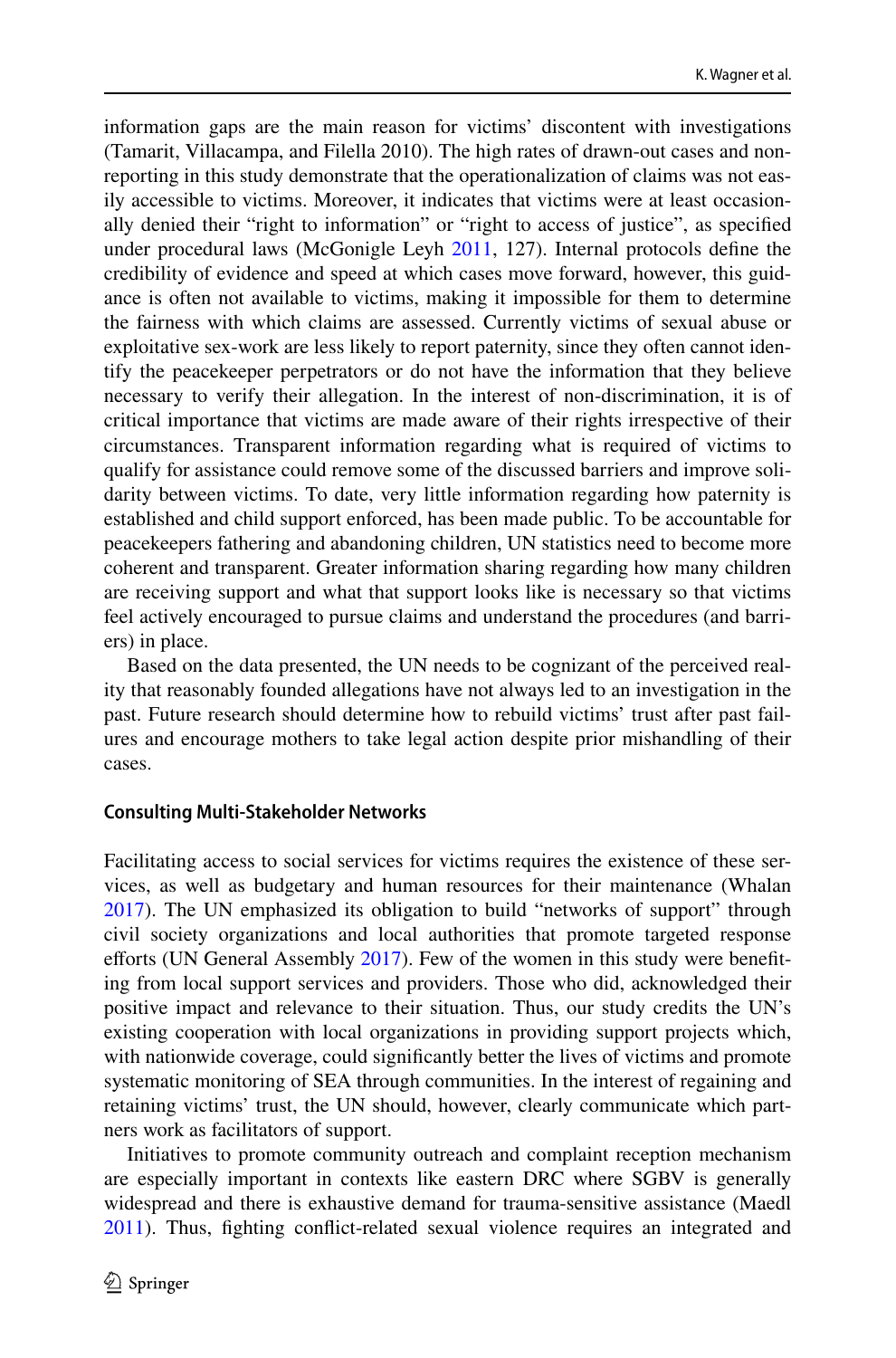information gaps are the main reason for victims' discontent with investigations (Tamarit, Villacampa, and Filella 2010). The high rates of drawn-out cases and non-reporting in this study demonstrate that the operationalization of claims was not easily accessible to victims. Moreover, it indicates that victims were at least occasionally denied their "right to information" or "right to access of justice", as specified under procedural laws (McGonigle Leyh 2011, 127). Internal protocols define the credibility of evidence and speed at which cases move forward, however, this guidance is often not available to victims, making it impossible for them to determine the fairness with which claims are assessed. Currently victims of sexual abuse or exploitative sex-work are less likely to report paternity, since they often cannot identify the peacekeeper perpetrators or do not have the information that they believe necessary to verify their allegation. In the interest of non-discrimination, it is of critical importance that victims are made aware of their rights irrespective of their circumstances. Transparent information regarding what is required of victims to qualify for assistance could remove some of the discussed barriers and improve solidarity between victims. To date, very little information regarding how paternity is established and child support enforced, has been made public. To be accountable for peacekeepers fathering and abandoning children, UN statistics need to become more coherent and transparent. Greater information sharing regarding how many children are receiving support and what that support looks like is necessary so that victims feel actively encouraged to pursue claims and understand the procedures (and barriers) in place.

Based on the data presented, the UN needs to be cognizant of the perceived reality that reasonably founded allegations have not always led to an investigation in the past. Future research should determine how to rebuild victims' trust after past failures and encourage mothers to take legal action despite prior mishandling of their cases.

### Consulting Multi-Stakeholder Networks

Facilitating access to social services for victims requires the existence of these services, as well as budgetary and human resources for their maintenance (Whalan 2017). The UN emphasized its obligation to build "networks of support" through civil society organizations and local authorities that promote targeted response efforts (UN General Assembly 2017). Few of the women in this study were benefiting from local support services and providers. Those who did, acknowledged their positive impact and relevance to their situation. Thus, our study credits the UN's existing cooperation with local organizations in providing support projects which, with nationwide coverage, could significantly better the lives of victims and promote systematic monitoring of SEA through communities. In the interest of regaining and retaining victims' trust, the UN should, however, clearly communicate which partners work as facilitators of support.

Initiatives to promote community outreach and complaint reception mechanism are especially important in contexts like eastern DRC where SGBV is generally widespread and there is exhaustive demand for trauma-sensitive assistance (Maedl 2011). Thus, fighting conflict-related sexual violence requires an integrated and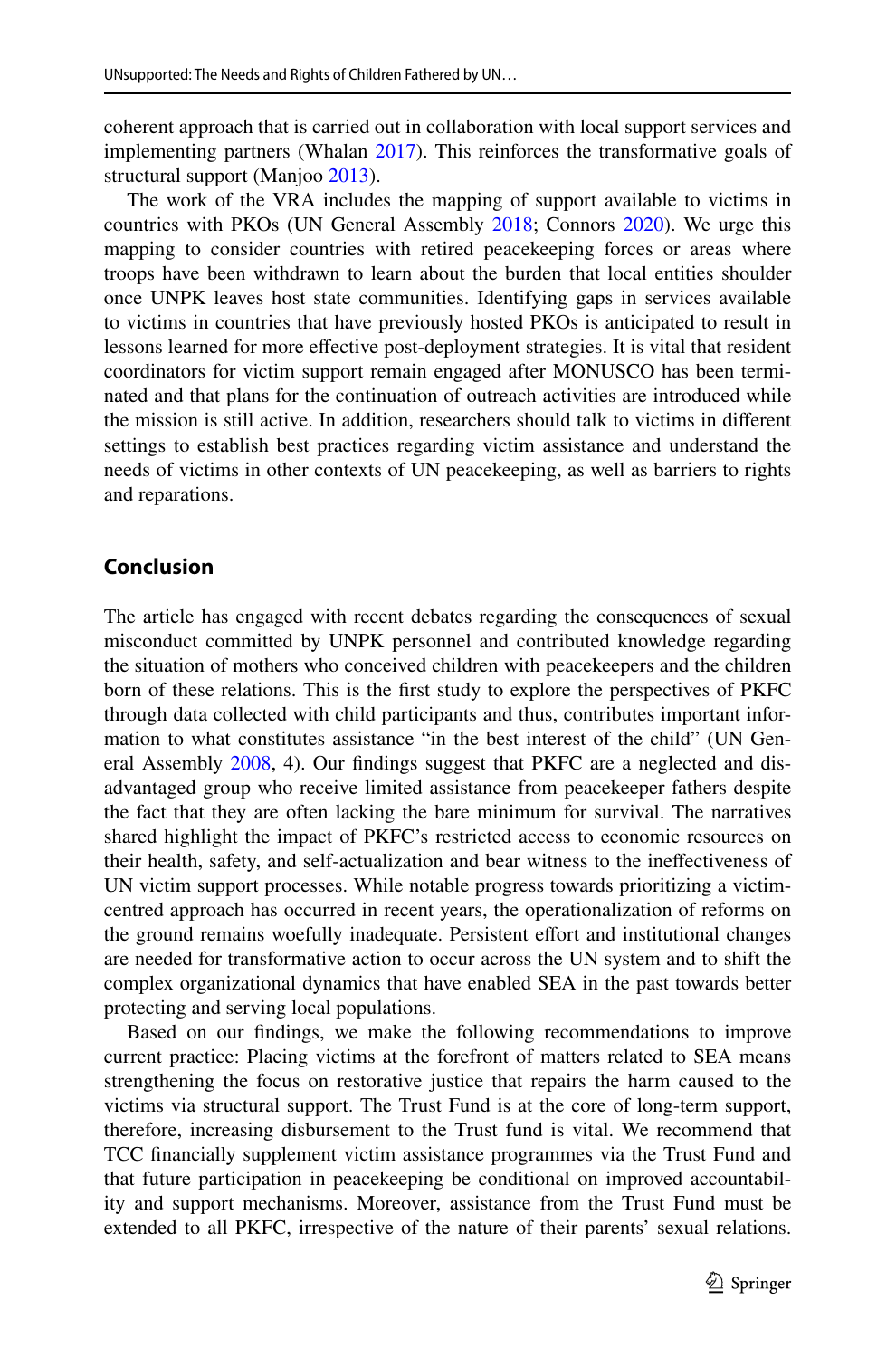coherent approach that is carried out in collaboration with local support services and implementing partners (Whalan 2017). This reinforces the transformative goals of structural support (Manjoo 2013).

The work of the VRA includes the mapping of support available to victims in countries with PKOs (UN General Assembly 2018; Connors 2020). We urge this mapping to consider countries with retired peacekeeping forces or areas where troops have been withdrawn to learn about the burden that local entities shoulder once UNPK leaves host state communities. Identifying gaps in services available to victims in countries that have previously hosted PKOs is anticipated to result in lessons learned for more effective post-deployment strategies. It is vital that resident coordinators for victim support remain engaged after MONUSCO has been terminated and that plans for the continuation of outreach activities are introduced while the mission is still active. In addition, researchers should talk to victims in different settings to establish best practices regarding victim assistance and understand the needs of victims in other contexts of UN peacekeeping, as well as barriers to rights and reparations.

## Conclusion

The article has engaged with recent debates regarding the consequences of sexual misconduct committed by UNPK personnel and contributed knowledge regarding the situation of mothers who conceived children with peacekeepers and the children born of these relations. This is the first study to explore the perspectives of PKFC through data collected with child participants and thus, contributes important information to what constitutes assistance "in the best interest of the child" (UN General Assembly 2008, 4). Our findings suggest that PKFC are a neglected and disadvantaged group who receive limited assistance from peacekeeper fathers despite the fact that they are often lacking the bare minimum for survival. The narratives shared highlight the impact of PKFC's restricted access to economic resources on their health, safety, and self-actualization and bear witness to the ineffectiveness of UN victim support processes. While notable progress towards prioritizing a victim-centred approach has occurred in recent years, the operationalization of reforms on the ground remains woefully inadequate. Persistent effort and institutional changes are needed for transformative action to occur across the UN system and to shift the complex organizational dynamics that have enabled SEA in the past towards better protecting and serving local populations.

Based on our findings, we make the following recommendations to improve current practice: Placing victims at the forefront of matters related to SEA means strengthening the focus on restorative justice that repairs the harm caused to the victims via structural support. The Trust Fund is at the core of long-term support, therefore, increasing disbursement to the Trust fund is vital. We recommend that TCC financially supplement victim assistance programmes via the Trust Fund and that future participation in peacekeeping be conditional on improved accountability and support mechanisms. Moreover, assistance from the Trust Fund must be extended to all PKFC, irrespective of the nature of their parents' sexual relations.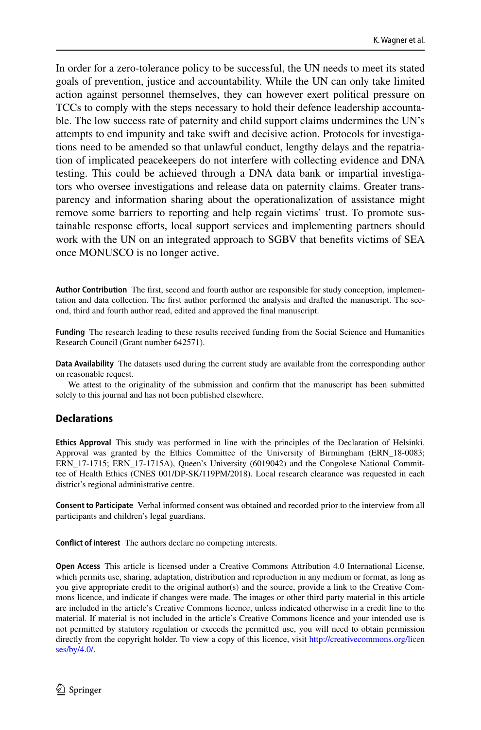In order for a zero-tolerance policy to be successful, the UN needs to meet its stated goals of prevention, justice and accountability. While the UN can only take limited action against personnel themselves, they can however exert political pressure on TCCs to comply with the steps necessary to hold their defence leadership accountable. The low success rate of paternity and child support claims undermines the UN's attempts to end impunity and take swift and decisive action. Protocols for investigations need to be amended so that unlawful conduct, lengthy delays and the repatriation of implicated peacekeepers do not interfere with collecting evidence and DNA testing. This could be achieved through a DNA data bank or impartial investigators who oversee investigations and release data on paternity claims. Greater transparency and information sharing about the operationalization of assistance might remove some barriers to reporting and help regain victims' trust. To promote sustainable response efforts, local support services and implementing partners should work with the UN on an integrated approach to SGBV that benefits victims of SEA once MONUSCO is no longer active.

**Author Contribution** The first, second and fourth author are responsible for study conception, implementation and data collection. The first author performed the analysis and drafted the manuscript. The second, third and fourth author read, edited and approved the final manuscript.

**Funding** The research leading to these results received funding from the Social Science and Humanities Research Council (Grant number 642571).

**Data Availability** The datasets used during the current study are available from the corresponding author on reasonable request.

We attest to the originality of the submission and confirm that the manuscript has been submitted solely to this journal and has not been published elsewhere.

## Declarations

**Ethics Approval** This study was performed in line with the principles of the Declaration of Helsinki. Approval was granted by the Ethics Committee of the University of Birmingham (ERN_18-0083; ERN_17-1715; ERN_17-1715A), Queen's University (6019042) and the Congolese National Committee of Health Ethics (CNES 001/DP-SK/119PM/2018). Local research clearance was requested in each district's regional administrative centre.

**Consent to Participate** Verbal informed consent was obtained and recorded prior to the interview from all participants and children's legal guardians.

**Conflict of interest** The authors declare no competing interests.

**Open Access** This article is licensed under a Creative Commons Attribution 4.0 International License, which permits use, sharing, adaptation, distribution and reproduction in any medium or format, as long as you give appropriate credit to the original author(s) and the source, provide a link to the Creative Commons licence, and indicate if changes were made. The images or other third party material in this article are included in the article's Creative Commons licence, unless indicated otherwise in a credit line to the material. If material is not included in the article's Creative Commons licence and your intended use is not permitted by statutory regulation or exceeds the permitted use, you will need to obtain permission directly from the copyright holder. To view a copy of this licence, visit http://creativecommons.org/licenses/by/4.0/.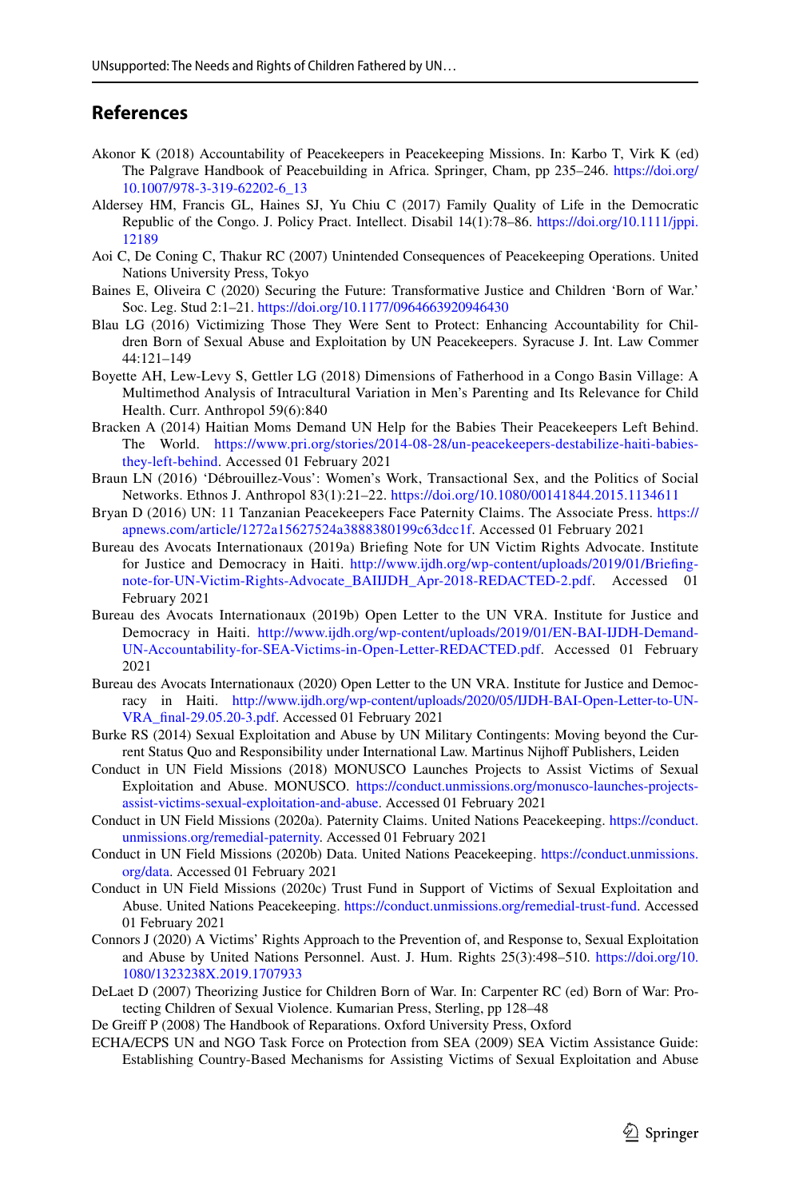## References

Akonor K (2018) Accountability of Peacekeepers in Peacekeeping Missions. In: Karbo T, Virk K (ed) The Palgrave Handbook of Peacebuilding in Africa. Springer, Cham, pp 235–246. https://doi.org/10.1007/978-3-319-62202-6_13

Aldersey HM, Francis GL, Haines SJ, Yu Chiu C (2017) Family Quality of Life in the Democratic Republic of the Congo. J. Policy Pract. Intellect. Disabil 14(1):78–86. https://doi.org/10.1111/jppi.12189

Aoi C, De Coning C, Thakur RC (2007) Unintended Consequences of Peacekeeping Operations. United Nations University Press, Tokyo

Baines E, Oliveira C (2020) Securing the Future: Transformative Justice and Children 'Born of War.' Soc. Leg. Stud 2:1–21. https://doi.org/10.1177/0964663920946430

Blau LG (2016) Victimizing Those They Were Sent to Protect: Enhancing Accountability for Children Born of Sexual Abuse and Exploitation by UN Peacekeepers. Syracuse J. Int. Law Commer 44:121–149

Boyette AH, Lew-Levy S, Gettler LG (2018) Dimensions of Fatherhood in a Congo Basin Village: A Multimethod Analysis of Intracultural Variation in Men's Parenting and Its Relevance for Child Health. Curr. Anthropol 59(6):840

Bracken A (2014) Haitian Moms Demand UN Help for the Babies Their Peacekeepers Left Behind. The World. https://www.pri.org/stories/2014-08-28/un-peacekeepers-destabilize-haiti-babies-they-left-behind. Accessed 01 February 2021

Braun LN (2016) 'Débrouillez-Vous': Women's Work, Transactional Sex, and the Politics of Social Networks. Ethnos J. Anthropol 83(1):21–22. https://doi.org/10.1080/00141844.2015.1134611

Bryan D (2016) UN: 11 Tanzanian Peacekeepers Face Paternity Claims. The Associate Press. https://apnews.com/article/1272a15627524a3888380199c63dcc1f. Accessed 01 February 2021

Bureau des Avocats Internationaux (2019a) Briefing Note for UN Victim Rights Advocate. Institute for Justice and Democracy in Haiti. http://www.ijdh.org/wp-content/uploads/2019/01/Briefing-note-for-UN-Victim-Rights-Advocate_BAIIJDH_Apr-2018-REDACTED-2.pdf. Accessed 01 February 2021

Bureau des Avocats Internationaux (2019b) Open Letter to the UN VRA. Institute for Justice and Democracy in Haiti. http://www.ijdh.org/wp-content/uploads/2019/01/EN-BAI-IJDH-Demand-UN-Accountability-for-SEA-Victims-in-Open-Letter-REDACTED.pdf. Accessed 01 February 2021

Bureau des Avocats Internationaux (2020) Open Letter to the UN VRA. Institute for Justice and Democracy in Haiti. http://www.ijdh.org/wp-content/uploads/2020/05/IJDH-BAI-Open-Letter-to-UN-VRA_final-29.05.20-3.pdf. Accessed 01 February 2021

Burke RS (2014) Sexual Exploitation and Abuse by UN Military Contingents: Moving beyond the Current Status Quo and Responsibility under International Law. Martinus Nijhoff Publishers, Leiden

Conduct in UN Field Missions (2018) MONUSCO Launches Projects to Assist Victims of Sexual Exploitation and Abuse. MONUSCO. https://conduct.unmissions.org/monusco-launches-projects-assist-victims-sexual-exploitation-and-abuse. Accessed 01 February 2021

Conduct in UN Field Missions (2020a). Paternity Claims. United Nations Peacekeeping. https://conduct.unmissions.org/remedial-paternity. Accessed 01 February 2021

Conduct in UN Field Missions (2020b) Data. United Nations Peacekeeping. https://conduct.unmissions.org/data. Accessed 01 February 2021

Conduct in UN Field Missions (2020c) Trust Fund in Support of Victims of Sexual Exploitation and Abuse. United Nations Peacekeeping. https://conduct.unmissions.org/remedial-trust-fund. Accessed 01 February 2021

Connors J (2020) A Victims' Rights Approach to the Prevention of, and Response to, Sexual Exploitation and Abuse by United Nations Personnel. Aust. J. Hum. Rights 25(3):498–510. https://doi.org/10.1080/1323238X.2019.1707933

DeLaet D (2007) Theorizing Justice for Children Born of War. In: Carpenter RC (ed) Born of War: Protecting Children of Sexual Violence. Kumarian Press, Sterling, pp 128–48

De Greiff P (2008) The Handbook of Reparations. Oxford University Press, Oxford

ECHA/ECPS UN and NGO Task Force on Protection from SEA (2009) SEA Victim Assistance Guide: Establishing Country-Based Mechanisms for Assisting Victims of Sexual Exploitation and Abuse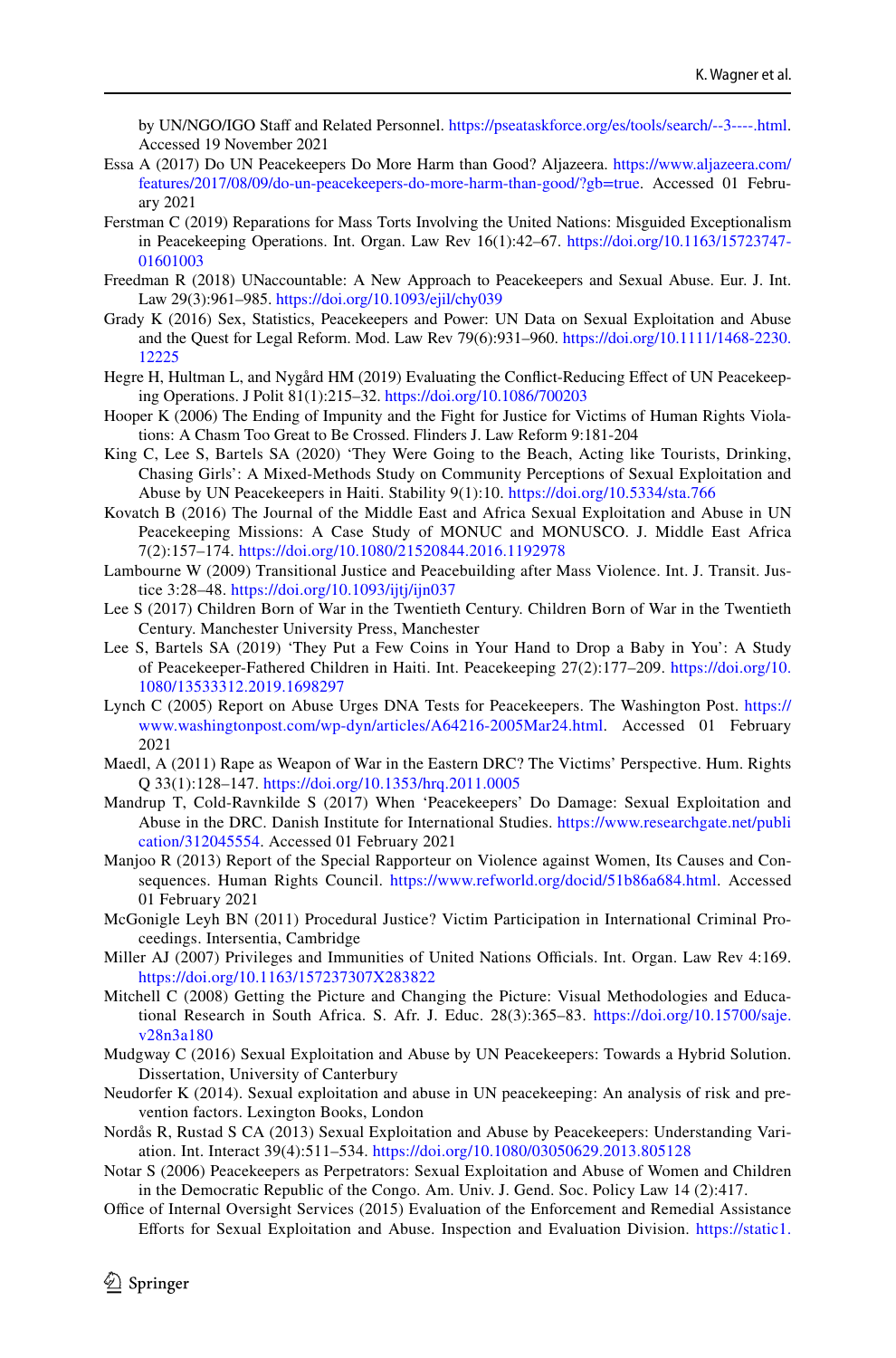by UN/NGO/IGO Staff and Related Personnel. https://pseataskforce.org/es/tools/search/--3----.html. Accessed 19 November 2021

Essa A (2017) Do UN Peacekeepers Do More Harm than Good? Aljazeera. https://www.aljazeera.com/features/2017/08/09/do-un-peacekeepers-do-more-harm-than-good/?gb=true. Accessed 01 February 2021

Ferstman C (2019) Reparations for Mass Torts Involving the United Nations: Misguided Exceptionalism in Peacekeeping Operations. Int. Organ. Law Rev 16(1):42–67. https://doi.org/10.1163/15723747-01601003

Freedman R (2018) UNaccountable: A New Approach to Peacekeepers and Sexual Abuse. Eur. J. Int. Law 29(3):961–985. https://doi.org/10.1093/ejil/chy039

Grady K (2016) Sex, Statistics, Peacekeepers and Power: UN Data on Sexual Exploitation and Abuse and the Quest for Legal Reform. Mod. Law Rev 79(6):931–960. https://doi.org/10.1111/1468-2230.12225

Hegre H, Hultman L, and Nygård HM (2019) Evaluating the Conflict-Reducing Effect of UN Peacekeeping Operations. J Polit 81(1):215–32. https://doi.org/10.1086/700203

Hooper K (2006) The Ending of Impunity and the Fight for Justice for Victims of Human Rights Violations: A Chasm Too Great to Be Crossed. Flinders J. Law Reform 9:181-204

King C, Lee S, Bartels SA (2020) 'They Were Going to the Beach, Acting like Tourists, Drinking, Chasing Girls': A Mixed-Methods Study on Community Perceptions of Sexual Exploitation and Abuse by UN Peacekeepers in Haiti. Stability 9(1):10. https://doi.org/10.5334/sta.766

Kovatch B (2016) The Journal of the Middle East and Africa Sexual Exploitation and Abuse in UN Peacekeeping Missions: A Case Study of MONUC and MONUSCO. J. Middle East Africa 7(2):157–174. https://doi.org/10.1080/21520844.2016.1192978

Lambourne W (2009) Transitional Justice and Peacebuilding after Mass Violence. Int. J. Transit. Justice 3:28–48. https://doi.org/10.1093/ijtj/ijn037

Lee S (2017) Children Born of War in the Twentieth Century. Children Born of War in the Twentieth Century. Manchester University Press, Manchester

Lee S, Bartels SA (2019) 'They Put a Few Coins in Your Hand to Drop a Baby in You': A Study of Peacekeeper-Fathered Children in Haiti. Int. Peacekeeping 27(2):177–209. https://doi.org/10.1080/13533312.2019.1698297

Lynch C (2005) Report on Abuse Urges DNA Tests for Peacekeepers. The Washington Post. https://www.washingtonpost.com/wp-dyn/articles/A64216-2005Mar24.html. Accessed 01 February 2021

Maedl, A (2011) Rape as Weapon of War in the Eastern DRC? The Victims' Perspective. Hum. Rights Q 33(1):128–147. https://doi.org/10.1353/hrq.2011.0005

Mandrup T, Cold-Ravnkilde S (2017) When 'Peacekeepers' Do Damage: Sexual Exploitation and Abuse in the DRC. Danish Institute for International Studies. https://www.researchgate.net/publication/312045554. Accessed 01 February 2021

Manjoo R (2013) Report of the Special Rapporteur on Violence against Women, Its Causes and Consequences. Human Rights Council. https://www.refworld.org/docid/51b86a684.html. Accessed 01 February 2021

McGonigle Leyh BN (2011) Procedural Justice? Victim Participation in International Criminal Proceedings. Intersentia, Cambridge

Miller AJ (2007) Privileges and Immunities of United Nations Officials. Int. Organ. Law Rev 4:169. https://doi.org/10.1163/157237307X283822

Mitchell C (2008) Getting the Picture and Changing the Picture: Visual Methodologies and Educational Research in South Africa. S. Afr. J. Educ. 28(3):365–83. https://doi.org/10.15700/saje.v28n3a180

Mudgway C (2016) Sexual Exploitation and Abuse by UN Peacekeepers: Towards a Hybrid Solution. Dissertation, University of Canterbury

Neudorfer K (2014). Sexual exploitation and abuse in UN peacekeeping: An analysis of risk and prevention factors. Lexington Books, London

Nordås R, Rustad S CA (2013) Sexual Exploitation and Abuse by Peacekeepers: Understanding Variation. Int. Interact 39(4):511–534. https://doi.org/10.1080/03050629.2013.805128

Notar S (2006) Peacekeepers as Perpetrators: Sexual Exploitation and Abuse of Women and Children in the Democratic Republic of the Congo. Am. Univ. J. Gend. Soc. Policy Law 14 (2):417.

Office of Internal Oversight Services (2015) Evaluation of the Enforcement and Remedial Assistance Efforts for Sexual Exploitation and Abuse. Inspection and Evaluation Division. https://static1.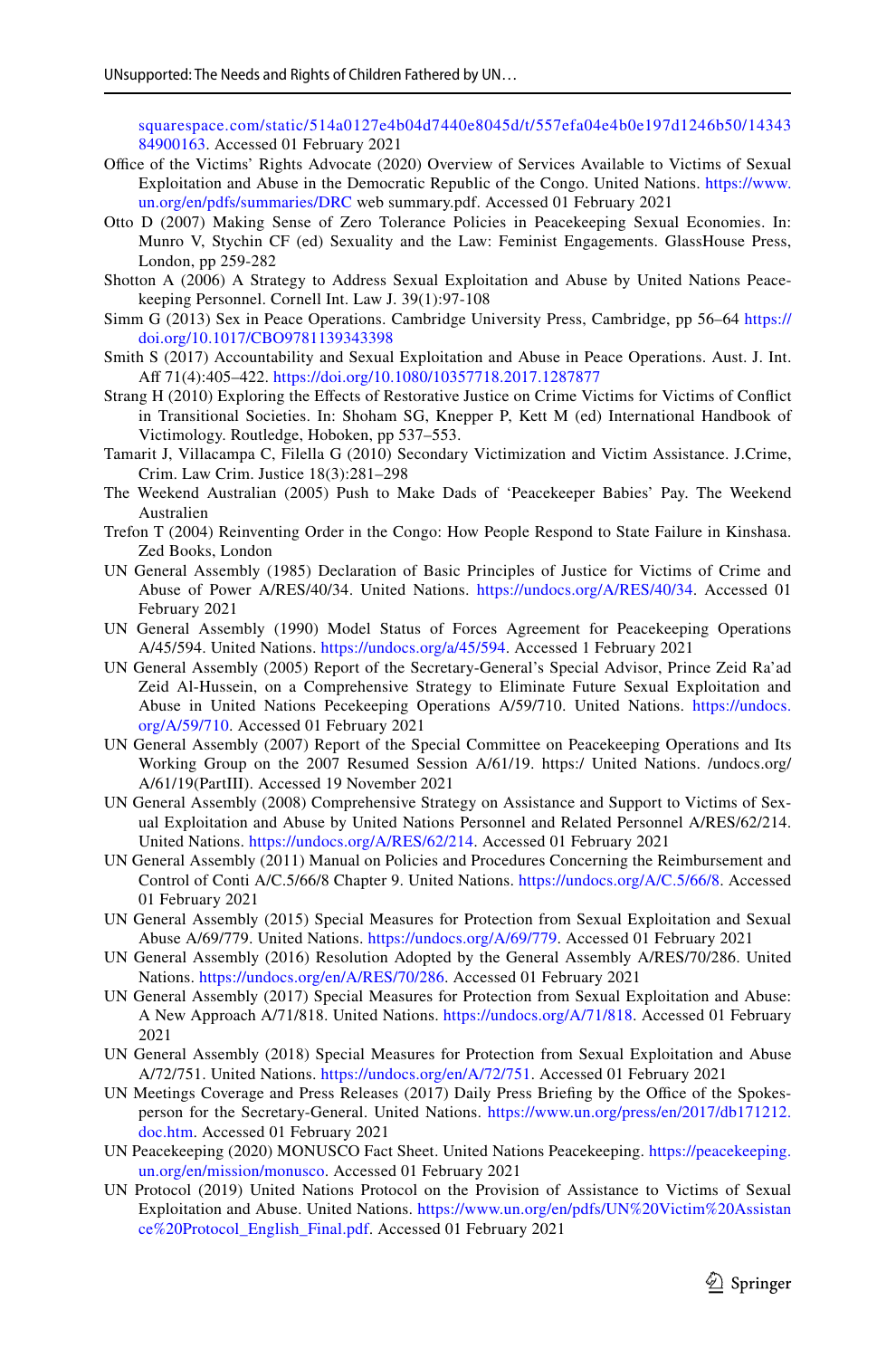squarespace.com/static/514a0127e4b04d7440e8045d/t/557efa04e4b0e197d1246b50/1434384900163. Accessed 01 February 2021

Office of the Victims' Rights Advocate (2020) Overview of Services Available to Victims of Sexual Exploitation and Abuse in the Democratic Republic of the Congo. United Nations. https://www.un.org/en/pdfs/summaries/DRC web summary.pdf. Accessed 01 February 2021

Otto D (2007) Making Sense of Zero Tolerance Policies in Peacekeeping Sexual Economies. In: Munro V, Stychin CF (ed) Sexuality and the Law: Feminist Engagements. GlassHouse Press, London, pp 259-282

Shotton A (2006) A Strategy to Address Sexual Exploitation and Abuse by United Nations Peacekeeping Personnel. Cornell Int. Law J. 39(1):97-108

Simm G (2013) Sex in Peace Operations. Cambridge University Press, Cambridge, pp 56–64 https://doi.org/10.1017/CBO9781139343398

Smith S (2017) Accountability and Sexual Exploitation and Abuse in Peace Operations. Aust. J. Int. Aff 71(4):405–422. https://doi.org/10.1080/10357718.2017.1287877

Strang H (2010) Exploring the Effects of Restorative Justice on Crime Victims for Victims of Conflict in Transitional Societies. In: Shoham SG, Knepper P, Kett M (ed) International Handbook of Victimology. Routledge, Hoboken, pp 537–553.

Tamarit J, Villacampa C, Filella G (2010) Secondary Victimization and Victim Assistance. J.Crime, Crim. Law Crim. Justice 18(3):281–298

The Weekend Australian (2005) Push to Make Dads of 'Peacekeeper Babies' Pay. The Weekend Australien

Trefon T (2004) Reinventing Order in the Congo: How People Respond to State Failure in Kinshasa. Zed Books, London

UN General Assembly (1985) Declaration of Basic Principles of Justice for Victims of Crime and Abuse of Power A/RES/40/34. United Nations. https://undocs.org/A/RES/40/34. Accessed 01 February 2021

UN General Assembly (1990) Model Status of Forces Agreement for Peacekeeping Operations A/45/594. United Nations. https://undocs.org/a/45/594. Accessed 1 February 2021

UN General Assembly (2005) Report of the Secretary-General's Special Advisor, Prince Zeid Ra'ad Zeid Al-Hussein, on a Comprehensive Strategy to Eliminate Future Sexual Exploitation and Abuse in United Nations Pecekeeping Operations A/59/710. United Nations. https://undocs.org/A/59/710. Accessed 01 February 2021

UN General Assembly (2007) Report of the Special Committee on Peacekeeping Operations and Its Working Group on the 2007 Resumed Session A/61/19. https:/ United Nations. /undocs.org/A/61/19(PartIII). Accessed 19 November 2021

UN General Assembly (2008) Comprehensive Strategy on Assistance and Support to Victims of Sexual Exploitation and Abuse by United Nations Personnel and Related Personnel A/RES/62/214. United Nations. https://undocs.org/A/RES/62/214. Accessed 01 February 2021

UN General Assembly (2011) Manual on Policies and Procedures Concerning the Reimbursement and Control of Conti A/C.5/66/8 Chapter 9. United Nations. https://undocs.org/A/C.5/66/8. Accessed 01 February 2021

UN General Assembly (2015) Special Measures for Protection from Sexual Exploitation and Sexual Abuse A/69/779. United Nations. https://undocs.org/A/69/779. Accessed 01 February 2021

UN General Assembly (2016) Resolution Adopted by the General Assembly A/RES/70/286. United Nations. https://undocs.org/en/A/RES/70/286. Accessed 01 February 2021

UN General Assembly (2017) Special Measures for Protection from Sexual Exploitation and Abuse: A New Approach A/71/818. United Nations. https://undocs.org/A/71/818. Accessed 01 February 2021

UN General Assembly (2018) Special Measures for Protection from Sexual Exploitation and Abuse A/72/751. United Nations. https://undocs.org/en/A/72/751. Accessed 01 February 2021

UN Meetings Coverage and Press Releases (2017) Daily Press Briefing by the Office of the Spokesperson for the Secretary-General. United Nations. https://www.un.org/press/en/2017/db171212.doc.htm. Accessed 01 February 2021

UN Peacekeeping (2020) MONUSCO Fact Sheet. United Nations Peacekeeping. https://peacekeeping.un.org/en/mission/monusco. Accessed 01 February 2021

UN Protocol (2019) United Nations Protocol on the Provision of Assistance to Victims of Sexual Exploitation and Abuse. United Nations. https://www.un.org/en/pdfs/UN%20Victim%20Assistance%20Protocol_English_Final.pdf. Accessed 01 February 2021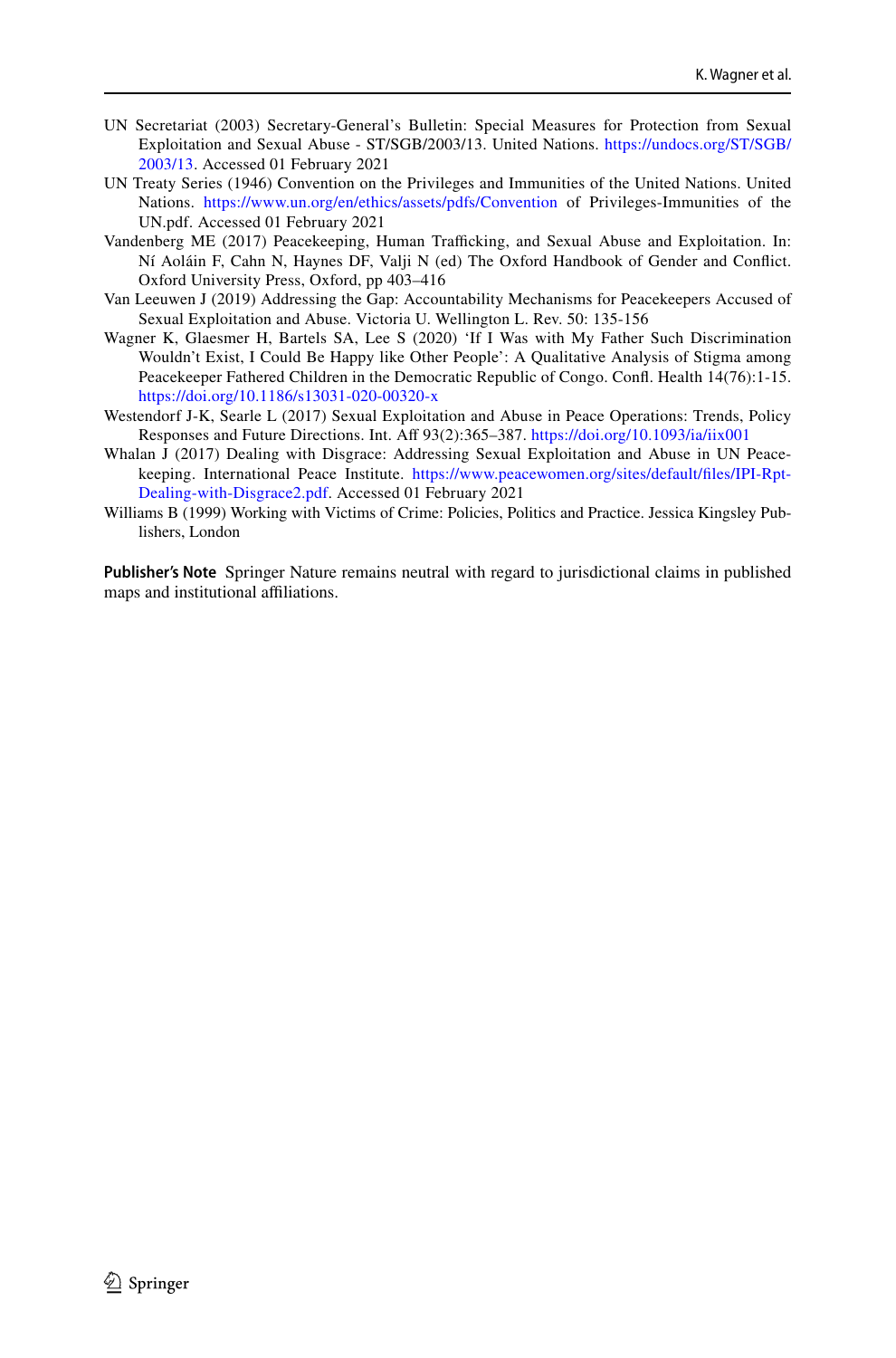UN Secretariat (2003) Secretary-General's Bulletin: Special Measures for Protection from Sexual Exploitation and Sexual Abuse - ST/SGB/2003/13. United Nations. https://undocs.org/ST/SGB/2003/13. Accessed 01 February 2021

UN Treaty Series (1946) Convention on the Privileges and Immunities of the United Nations. United Nations. https://www.un.org/en/ethics/assets/pdfs/Convention of Privileges-Immunities of the UN.pdf. Accessed 01 February 2021

Vandenberg ME (2017) Peacekeeping, Human Trafficking, and Sexual Abuse and Exploitation. In: Ní Aoláin F, Cahn N, Haynes DF, Valji N (ed) The Oxford Handbook of Gender and Conflict. Oxford University Press, Oxford, pp 403–416

Van Leeuwen J (2019) Addressing the Gap: Accountability Mechanisms for Peacekeepers Accused of Sexual Exploitation and Abuse. Victoria U. Wellington L. Rev. 50: 135-156

Wagner K, Glaesmer H, Bartels SA, Lee S (2020) 'If I Was with My Father Such Discrimination Wouldn't Exist, I Could Be Happy like Other People': A Qualitative Analysis of Stigma among Peacekeeper Fathered Children in the Democratic Republic of Congo. Confl. Health 14(76):1-15. https://doi.org/10.1186/s13031-020-00320-x

Westendorf J-K, Searle L (2017) Sexual Exploitation and Abuse in Peace Operations: Trends, Policy Responses and Future Directions. Int. Aff 93(2):365–387. https://doi.org/10.1093/ia/iix001

Whalan J (2017) Dealing with Disgrace: Addressing Sexual Exploitation and Abuse in UN Peacekeeping. International Peace Institute. https://www.peacewomen.org/sites/default/files/IPI-Rpt-Dealing-with-Disgrace2.pdf. Accessed 01 February 2021

Williams B (1999) Working with Victims of Crime: Policies, Politics and Practice. Jessica Kingsley Publishers, London

**Publisher's Note** Springer Nature remains neutral with regard to jurisdictional claims in published maps and institutional affiliations.